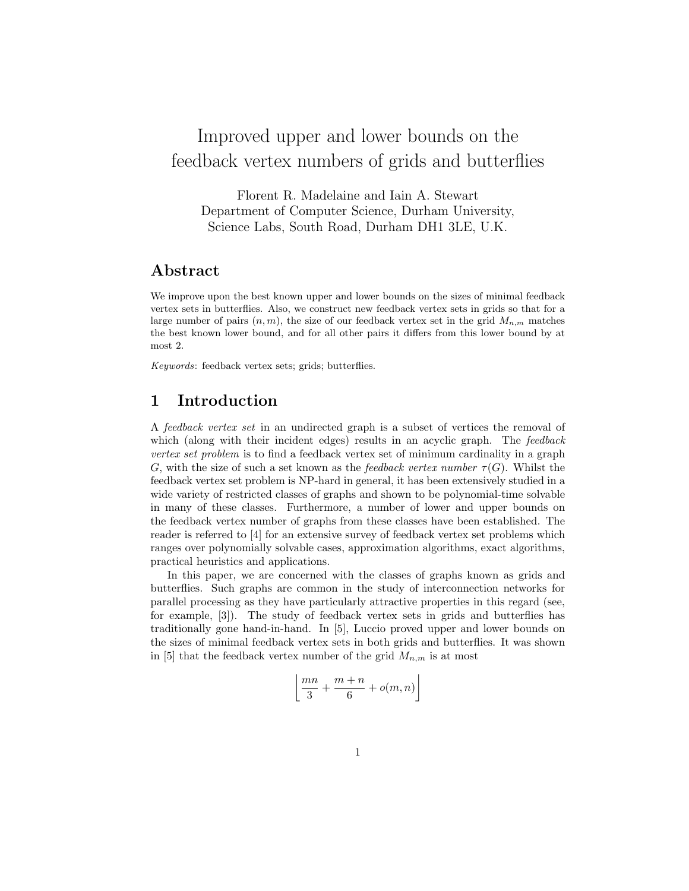# Improved upper and lower bounds on the feedback vertex numbers of grids and butterflies

Florent R. Madelaine and Iain A. Stewart
Department of Computer Science, Durham University,
Science Labs, South Road, Durham DH1 3LE, U.K.

## Abstract

We improve upon the best known upper and lower bounds on the sizes of minimal feedback vertex sets in butterflies. Also, we construct new feedback vertex sets in grids so that for a large number of pairs $(n, m)$, the size of our feedback vertex set in the grid $M_{n,m}$ matches the best known lower bound, and for all other pairs it differs from this lower bound by at most 2.

*Keywords*: feedback vertex sets; grids; butterflies.

## 1 Introduction

A *feedback vertex set* in an undirected graph is a subset of vertices the removal of which (along with their incident edges) results in an acyclic graph. The *feedback vertex set problem* is to find a feedback vertex set of minimum cardinality in a graph $G$, with the size of such a set known as the *feedback vertex number* $\tau(G)$. Whilst the feedback vertex set problem is NP-hard in general, it has been extensively studied in a wide variety of restricted classes of graphs and shown to be polynomial-time solvable in many of these classes. Furthermore, a number of lower and upper bounds on the feedback vertex number of graphs from these classes have been established. The reader is referred to [4] for an extensive survey of feedback vertex set problems which ranges over polynomially solvable cases, approximation algorithms, exact algorithms, practical heuristics and applications.

In this paper, we are concerned with the classes of graphs known as grids and butterflies. Such graphs are common in the study of interconnection networks for parallel processing as they have particularly attractive properties in this regard (see, for example, [3]). The study of feedback vertex sets in grids and butterflies has traditionally gone hand-in-hand. In [5], Luccio proved upper and lower bounds on the sizes of minimal feedback vertex sets in both grids and butterflies. It was shown in [5] that the feedback vertex number of the grid $M_{n,m}$ is at most

$$\left\lfloor \frac{mn}{3} + \frac{m+n}{6} + o(m,n) \right\rfloor$$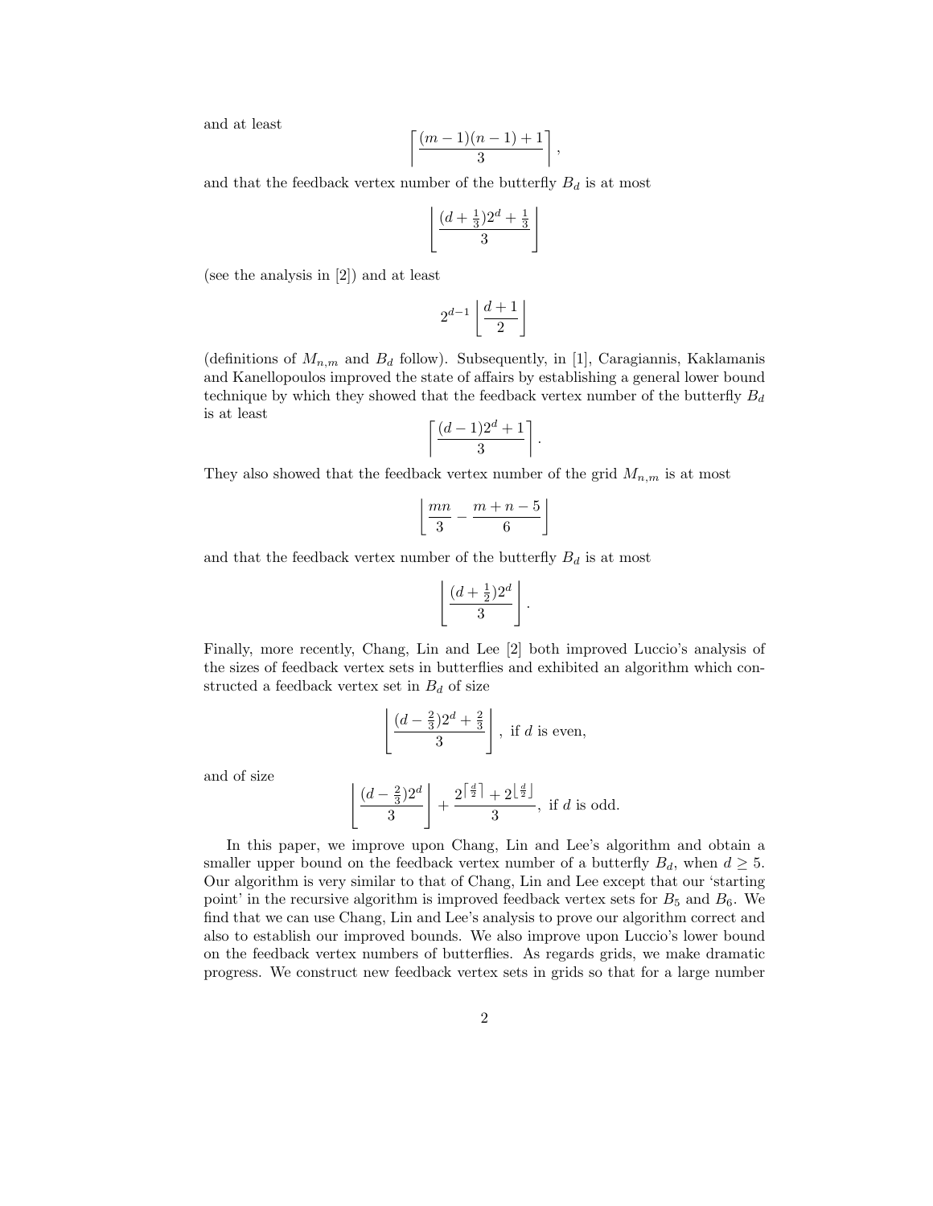and at least

$$\left\lceil \frac{(m-1)(n-1)+1}{3} \right\rceil,$$

and that the feedback vertex number of the butterfly $B_d$ is at most

$$\left\lfloor \frac{(d+\frac{1}{3})2^d+\frac{1}{3}}{3} \right\rfloor$$

(see the analysis in [2]) and at least

$$2^{d-1}\left\lfloor \frac{d+1}{2} \right\rfloor$$

(definitions of $M_{n,m}$ and $B_d$ follow). Subsequently, in [1], Caragiannis, Kaklamanis and Kanellopoulos improved the state of affairs by establishing a general lower bound technique by which they showed that the feedback vertex number of the butterfly $B_d$ is at least

$$\left\lceil \frac{(d-1)2^d+1}{3} \right\rceil.$$

They also showed that the feedback vertex number of the grid $M_{n,m}$ is at most

$$\left\lfloor \frac{mn}{3} - \frac{m+n-5}{6} \right\rfloor$$

and that the feedback vertex number of the butterfly $B_d$ is at most

$$\left\lfloor \frac{(d+\frac{1}{2})2^d}{3} \right\rfloor.$$

Finally, more recently, Chang, Lin and Lee [2] both improved Luccio's analysis of the sizes of feedback vertex sets in butterflies and exhibited an algorithm which constructed a feedback vertex set in $B_d$ of size

$$\left\lfloor \frac{(d-\frac{2}{3})2^d+\frac{2}{3}}{3} \right\rfloor, \text{ if } d \text{ is even,}$$

and of size

$$\left\lfloor \frac{(d-\frac{2}{3})2^d}{3} \right\rfloor + \frac{2^{\lceil \frac{d}{2} \rceil}+2^{\lfloor \frac{d}{2} \rfloor}}{3}, \text{ if } d \text{ is odd.}$$

In this paper, we improve upon Chang, Lin and Lee's algorithm and obtain a smaller upper bound on the feedback vertex number of a butterfly $B_d$, when $d \geq 5$. Our algorithm is very similar to that of Chang, Lin and Lee except that our 'starting point' in the recursive algorithm is improved feedback vertex sets for $B_5$ and $B_6$. We find that we can use Chang, Lin and Lee's analysis to prove our algorithm correct and also to establish our improved bounds. We also improve upon Luccio's lower bound on the feedback vertex numbers of butterflies. As regards grids, we make dramatic progress. We construct new feedback vertex sets in grids so that for a large number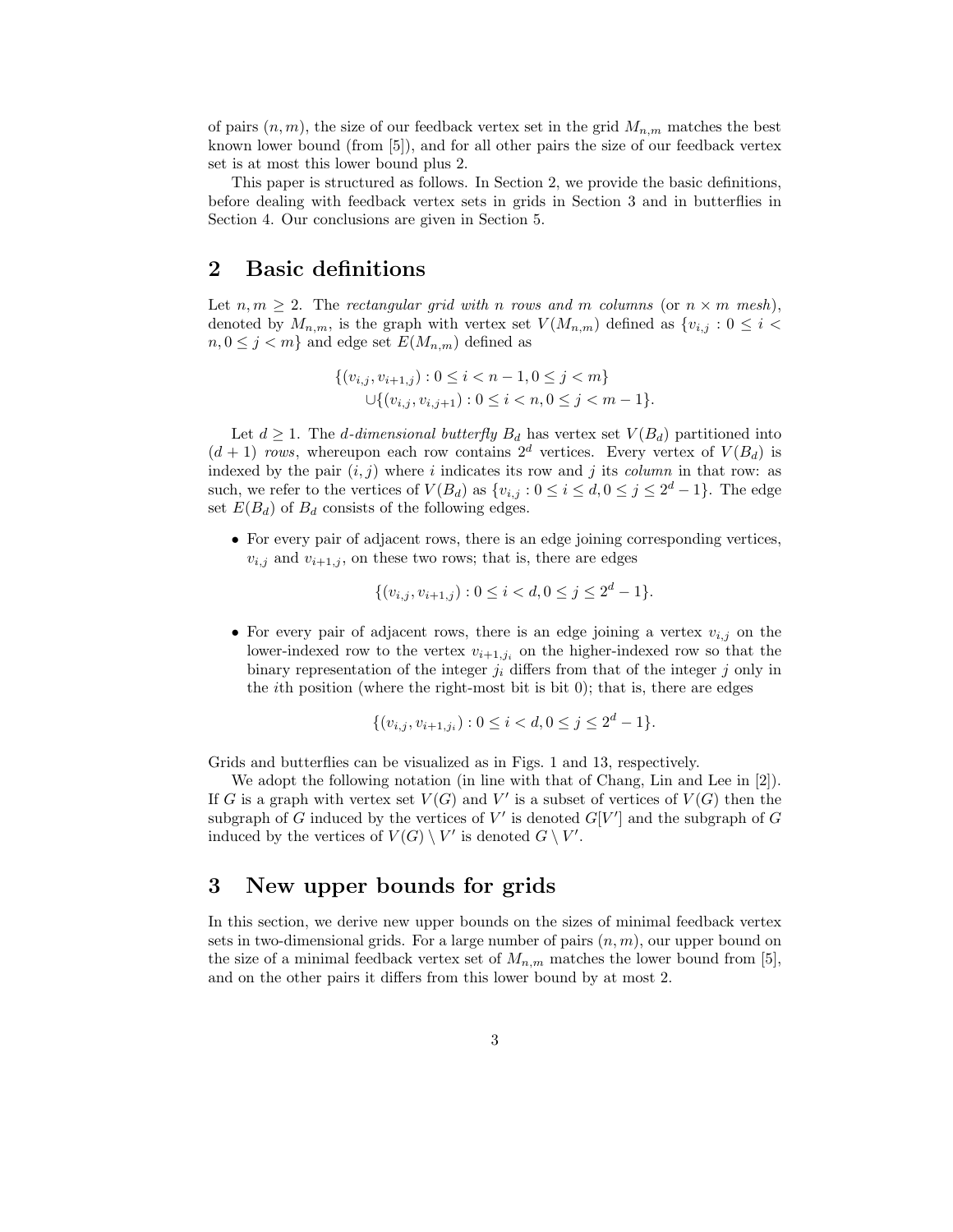of pairs $(n, m)$, the size of our feedback vertex set in the grid $M_{n,m}$ matches the best known lower bound (from [5]), and for all other pairs the size of our feedback vertex set is at most this lower bound plus 2.

This paper is structured as follows. In Section 2, we provide the basic definitions, before dealing with feedback vertex sets in grids in Section 3 and in butterflies in Section 4. Our conclusions are given in Section 5.

## 2 Basic definitions

Let $n, m \geq 2$. The *rectangular grid with n rows and m columns* (or $n \times m$ *mesh*), denoted by $M_{n,m}$, is the graph with vertex set $V(M_{n,m})$ defined as $\{v_{i,j} : 0 \leq i < n, 0 \leq j < m\}$ and edge set $E(M_{n,m})$ defined as

$$\{(v_{i,j}, v_{i+1,j}) : 0 \leq i < n-1, 0 \leq j < m\}$$
$$\cup\{(v_{i,j}, v_{i,j+1}) : 0 \leq i < n, 0 \leq j < m-1\}.$$

Let $d \geq 1$. The *d-dimensional butterfly* $B_d$ has vertex set $V(B_d)$ partitioned into $(d+1)$ *rows*, whereupon each row contains $2^d$ vertices. Every vertex of $V(B_d)$ is indexed by the pair $(i, j)$ where $i$ indicates its row and $j$ its *column* in that row: as such, we refer to the vertices of $V(B_d)$ as $\{v_{i,j} : 0 \leq i \leq d, 0 \leq j \leq 2^d - 1\}$. The edge set $E(B_d)$ of $B_d$ consists of the following edges.

- For every pair of adjacent rows, there is an edge joining corresponding vertices, $v_{i,j}$ and $v_{i+1,j}$, on these two rows; that is, there are edges

$$\{(v_{i,j}, v_{i+1,j}) : 0 \leq i < d, 0 \leq j \leq 2^d - 1\}.$$

- For every pair of adjacent rows, there is an edge joining a vertex $v_{i,j}$ on the lower-indexed row to the vertex $v_{i+1,j_i}$ on the higher-indexed row so that the binary representation of the integer $j_i$ differs from that of the integer $j$ only in the $i$th position (where the right-most bit is bit 0); that is, there are edges

$$\{(v_{i,j}, v_{i+1,j_i}) : 0 \leq i < d, 0 \leq j \leq 2^d - 1\}.$$

Grids and butterflies can be visualized as in Figs. 1 and 13, respectively.

We adopt the following notation (in line with that of Chang, Lin and Lee in [2]). If $G$ is a graph with vertex set $V(G)$ and $V'$ is a subset of vertices of $V(G)$ then the subgraph of $G$ induced by the vertices of $V'$ is denoted $G[V']$ and the subgraph of $G$ induced by the vertices of $V(G) \setminus V'$ is denoted $G \setminus V'$.

## 3 New upper bounds for grids

In this section, we derive new upper bounds on the sizes of minimal feedback vertex sets in two-dimensional grids. For a large number of pairs $(n, m)$, our upper bound on the size of a minimal feedback vertex set of $M_{n,m}$ matches the lower bound from [5], and on the other pairs it differs from this lower bound by at most 2.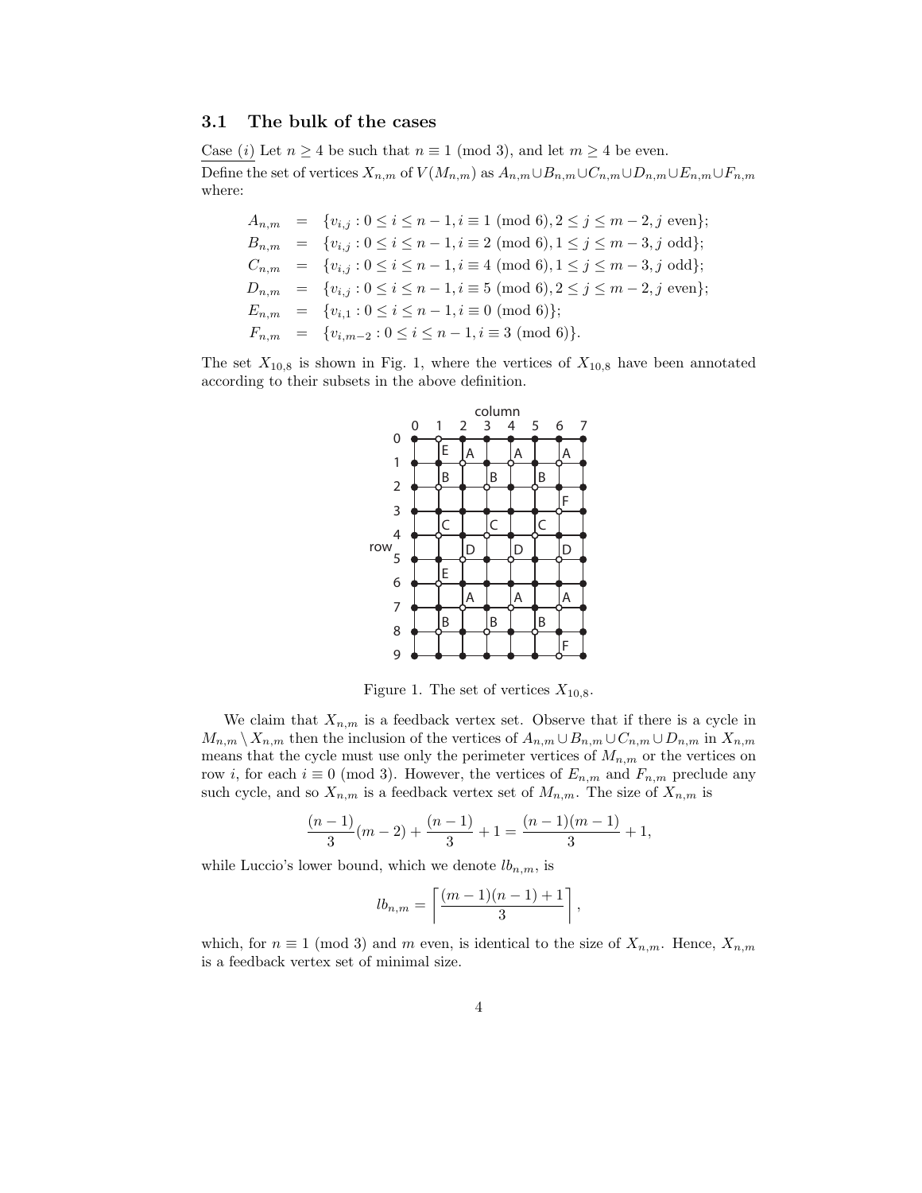### 3.1 The bulk of the cases

Case $(i)$ Let $n \geq 4$ be such that $n \equiv 1 \pmod 3$, and let $m \geq 4$ be even. Define the set of vertices $X_{n,m}$ of $V(M_{n,m})$ as $A_{n,m} \cup B_{n,m} \cup C_{n,m} \cup D_{n,m} \cup E_{n,m} \cup F_{n,m}$ where:

$$
\begin{aligned}
A_{n,m} &= \{v_{i,j} : 0 \leq i \leq n-1, i \equiv 1 \pmod 6, 2 \leq j \leq m-2, j \text{ even}\};\\
B_{n,m} &= \{v_{i,j} : 0 \leq i \leq n-1, i \equiv 2 \pmod 6, 1 \leq j \leq m-3, j \text{ odd}\};\\
C_{n,m} &= \{v_{i,j} : 0 \leq i \leq n-1, i \equiv 4 \pmod 6, 1 \leq j \leq m-3, j \text{ odd}\};\\
D_{n,m} &= \{v_{i,j} : 0 \leq i \leq n-1, i \equiv 5 \pmod 6, 2 \leq j \leq m-2, j \text{ even}\};\\
E_{n,m} &= \{v_{i,1} : 0 \leq i \leq n-1, i \equiv 0 \pmod 6\};\\
F_{n,m} &= \{v_{i,m-2} : 0 \leq i \leq n-1, i \equiv 3 \pmod 6\}.
\end{aligned}
$$

The set $X_{10,8}$ is shown in Fig. 1, where the vertices of $X_{10,8}$ have been annotated according to their subsets in the above definition.

Figure 1. The set of vertices $X_{10,8}$.

We claim that $X_{n,m}$ is a feedback vertex set. Observe that if there is a cycle in $M_{n,m} \setminus X_{n,m}$ then the inclusion of the vertices of $A_{n,m} \cup B_{n,m} \cup C_{n,m} \cup D_{n,m}$ in $X_{n,m}$ means that the cycle must use only the perimeter vertices of $M_{n,m}$ or the vertices on row $i$, for each $i \equiv 0 \pmod 3$. However, the vertices of $E_{n,m}$ and $F_{n,m}$ preclude any such cycle, and so $X_{n,m}$ is a feedback vertex set of $M_{n,m}$. The size of $X_{n,m}$ is

$$\frac{(n-1)}{3}(m-2) + \frac{(n-1)}{3} + 1 = \frac{(n-1)(m-1)}{3} + 1,$$

while Luccio's lower bound, which we denote $lb_{n,m}$, is

$$lb_{n,m} = \left\lceil \frac{(m-1)(n-1)+1}{3} \right\rceil,$$

which, for $n \equiv 1 \pmod 3$ and $m$ even, is identical to the size of $X_{n,m}$. Hence, $X_{n,m}$ is a feedback vertex set of minimal size.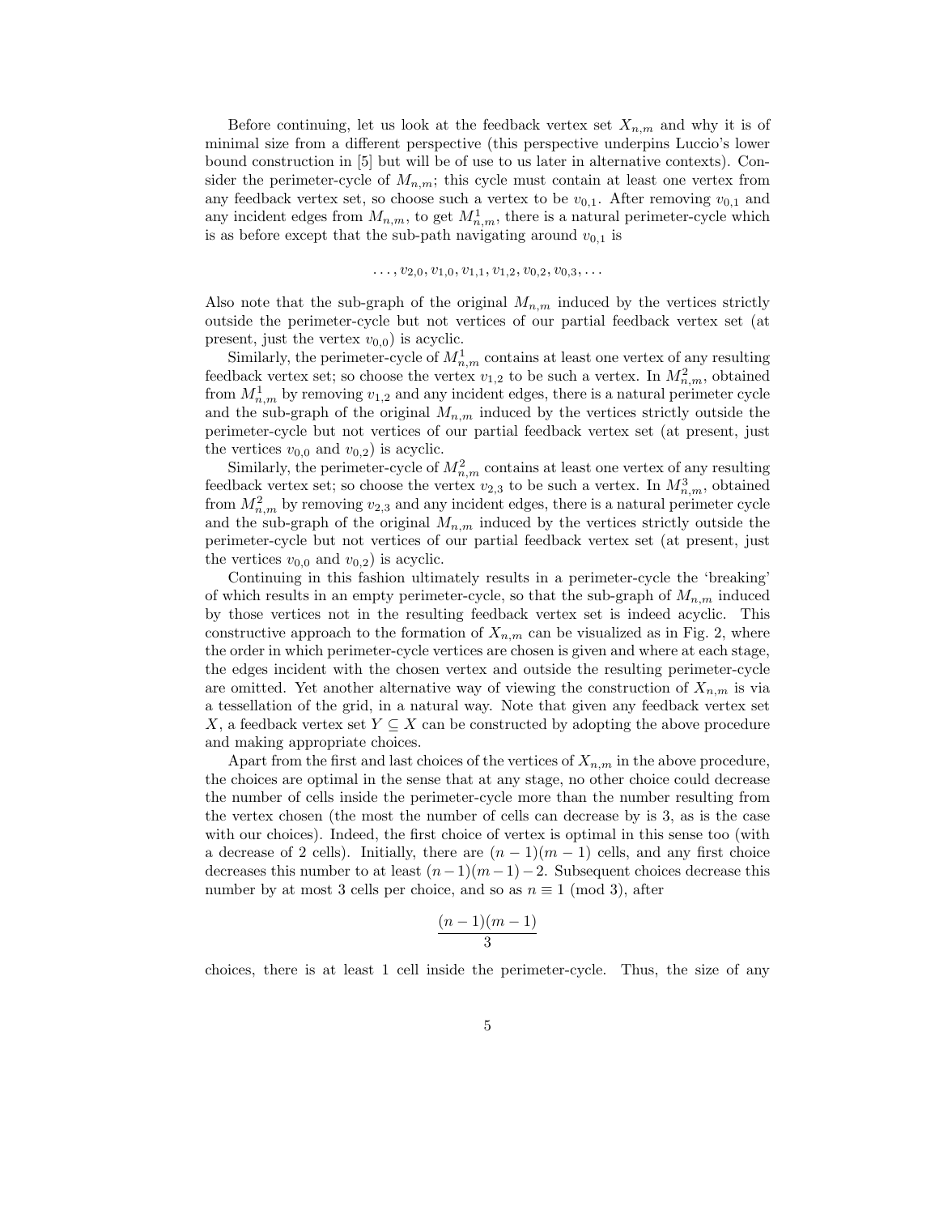Before continuing, let us look at the feedback vertex set $X_{n,m}$ and why it is of minimal size from a different perspective (this perspective underpins Luccio's lower bound construction in [5] but will be of use to us later in alternative contexts). Consider the perimeter-cycle of $M_{n,m}$; this cycle must contain at least one vertex from any feedback vertex set, so choose such a vertex to be $v_{0,1}$. After removing $v_{0,1}$ and any incident edges from $M_{n,m}$, to get $M^1_{n,m}$, there is a natural perimeter-cycle which is as before except that the sub-path navigating around $v_{0,1}$ is

$$\ldots, v_{2,0}, v_{1,0}, v_{1,1}, v_{1,2}, v_{0,2}, v_{0,3}, \ldots$$

Also note that the sub-graph of the original $M_{n,m}$ induced by the vertices strictly outside the perimeter-cycle but not vertices of our partial feedback vertex set (at present, just the vertex $v_{0,0}$) is acyclic.

Similarly, the perimeter-cycle of $M^1_{n,m}$ contains at least one vertex of any resulting feedback vertex set; so choose the vertex $v_{1,2}$ to be such a vertex. In $M^2_{n,m}$, obtained from $M^1_{n,m}$ by removing $v_{1,2}$ and any incident edges, there is a natural perimeter cycle and the sub-graph of the original $M_{n,m}$ induced by the vertices strictly outside the perimeter-cycle but not vertices of our partial feedback vertex set (at present, just the vertices $v_{0,0}$ and $v_{0,2}$) is acyclic.

Similarly, the perimeter-cycle of $M^2_{n,m}$ contains at least one vertex of any resulting feedback vertex set; so choose the vertex $v_{2,3}$ to be such a vertex. In $M^3_{n,m}$, obtained from $M^2_{n,m}$ by removing $v_{2,3}$ and any incident edges, there is a natural perimeter cycle and the sub-graph of the original $M_{n,m}$ induced by the vertices strictly outside the perimeter-cycle but not vertices of our partial feedback vertex set (at present, just the vertices $v_{0,0}$ and $v_{0,2}$) is acyclic.

Continuing in this fashion ultimately results in a perimeter-cycle the 'breaking' of which results in an empty perimeter-cycle, so that the sub-graph of $M_{n,m}$ induced by those vertices not in the resulting feedback vertex set is indeed acyclic. This constructive approach to the formation of $X_{n,m}$ can be visualized as in Fig. 2, where the order in which perimeter-cycle vertices are chosen is given and where at each stage, the edges incident with the chosen vertex and outside the resulting perimeter-cycle are omitted. Yet another alternative way of viewing the construction of $X_{n,m}$ is via a tessellation of the grid, in a natural way. Note that given any feedback vertex set $X$, a feedback vertex set $Y \subseteq X$ can be constructed by adopting the above procedure and making appropriate choices.

Apart from the first and last choices of the vertices of $X_{n,m}$ in the above procedure, the choices are optimal in the sense that at any stage, no other choice could decrease the number of cells inside the perimeter-cycle more than the number resulting from the vertex chosen (the most the number of cells can decrease by is 3, as is the case with our choices). Indeed, the first choice of vertex is optimal in this sense too (with a decrease of 2 cells). Initially, there are $(n-1)(m-1)$ cells, and any first choice decreases this number to at least $(n-1)(m-1)-2$. Subsequent choices decrease this number by at most 3 cells per choice, and so as $n \equiv 1 \pmod 3$, after

$$\frac{(n-1)(m-1)}{3}$$

choices, there is at least 1 cell inside the perimeter-cycle. Thus, the size of any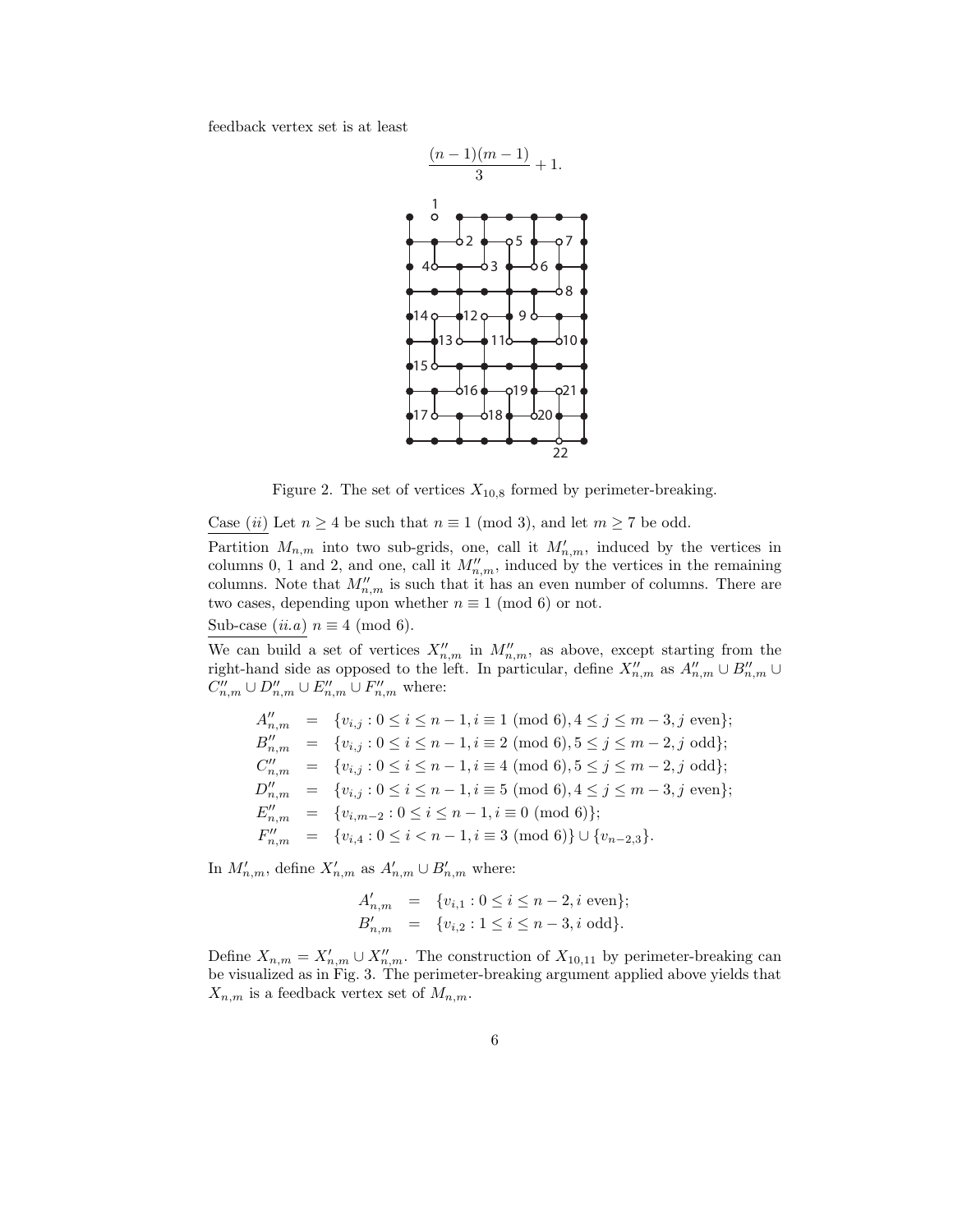feedback vertex set is at least

$$\frac{(n-1)(m-1)}{3} + 1.$$

Figure 2. The set of vertices $X_{10,8}$ formed by perimeter-breaking.

Case $(ii)$ Let $n \geq 4$ be such that $n \equiv 1 \pmod 3$, and let $m \geq 7$ be odd.

Partition $M_{n,m}$ into two sub-grids, one, call it $M'_{n,m}$, induced by the vertices in columns 0, 1 and 2, and one, call it $M''_{n,m}$, induced by the vertices in the remaining columns. Note that $M''_{n,m}$ is such that it has an even number of columns. There are two cases, depending upon whether $n \equiv 1 \pmod 6$ or not.

Sub-case $(ii.a)$ $n \equiv 4 \pmod 6$.

We can build a set of vertices $X''_{n,m}$ in $M''_{n,m}$, as above, except starting from the right-hand side as opposed to the left. In particular, define $X''_{n,m}$ as $A''_{n,m} \cup B''_{n,m} \cup C''_{n,m} \cup D''_{n,m} \cup E''_{n,m} \cup F''_{n,m}$ where:

$$\begin{aligned}
A''_{n,m} &= \{v_{i,j} : 0 \leq i \leq n-1, i \equiv 1 \pmod 6, 4 \leq j \leq m-3, j \text{ even}\};\\
B''_{n,m} &= \{v_{i,j} : 0 \leq i \leq n-1, i \equiv 2 \pmod 6, 5 \leq j \leq m-2, j \text{ odd}\};\\
C''_{n,m} &= \{v_{i,j} : 0 \leq i \leq n-1, i \equiv 4 \pmod 6, 5 \leq j \leq m-2, j \text{ odd}\};\\
D''_{n,m} &= \{v_{i,j} : 0 \leq i \leq n-1, i \equiv 5 \pmod 6, 4 \leq j \leq m-3, j \text{ even}\};\\
E''_{n,m} &= \{v_{i,m-2} : 0 \leq i \leq n-1, i \equiv 0 \pmod 6\};\\
F''_{n,m} &= \{v_{i,4} : 0 \leq i < n-1, i \equiv 3 \pmod 6\} \cup \{v_{n-2,3}\}.
\end{aligned}$$

In $M'_{n,m}$, define $X'_{n,m}$ as $A'_{n,m} \cup B'_{n,m}$ where:

$$\begin{aligned}
A'_{n,m} &= \{v_{i,1} : 0 \leq i \leq n-2, i \text{ even}\};\\
B'_{n,m} &= \{v_{i,2} : 1 \leq i \leq n-3, i \text{ odd}\}.
\end{aligned}$$

Define $X_{n,m} = X'_{n,m} \cup X''_{n,m}$. The construction of $X_{10,11}$ by perimeter-breaking can be visualized as in Fig. 3. The perimeter-breaking argument applied above yields that $X_{n,m}$ is a feedback vertex set of $M_{n,m}$.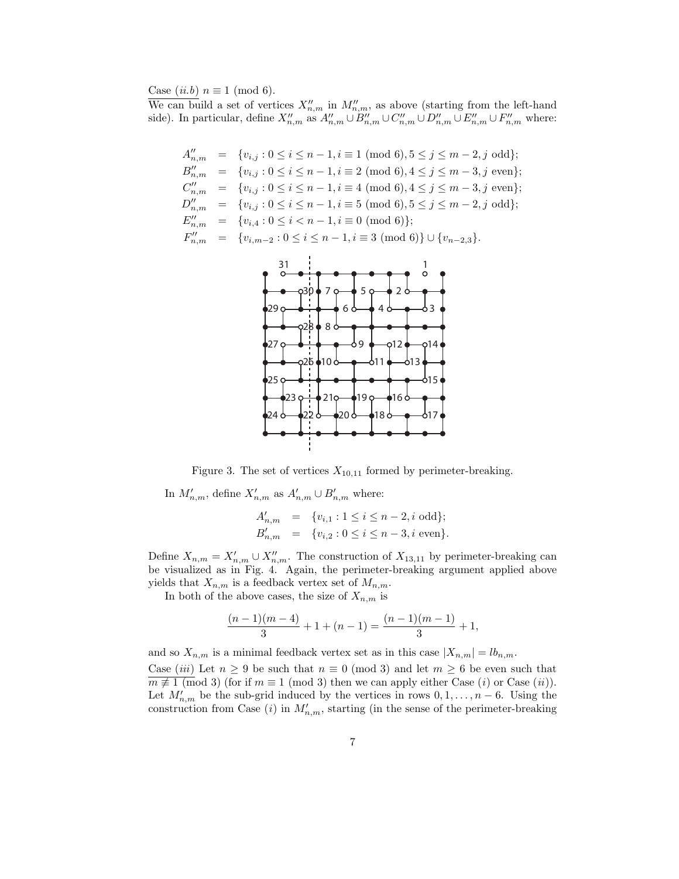Case $(ii.b)$ $n \equiv 1 \pmod 6$.

We can build a set of vertices $X''_{n,m}$ in $M''_{n,m}$, as above (starting from the left-hand side). In particular, define $X''_{n,m}$ as $A''_{n,m} \cup B''_{n,m} \cup C''_{n,m} \cup D''_{n,m} \cup E''_{n,m} \cup F''_{n,m}$ where:

$$
\begin{aligned}
A''_{n,m} &= \{v_{i,j} : 0 \le i \le n-1, i \equiv 1 \pmod 6), 5 \le j \le m-2, j \text{ odd}\}; \\
B''_{n,m} &= \{v_{i,j} : 0 \le i \le n-1, i \equiv 2 \pmod 6), 4 \le j \le m-3, j \text{ even}\}; \\
C''_{n,m} &= \{v_{i,j} : 0 \le i \le n-1, i \equiv 4 \pmod 6), 4 \le j \le m-3, j \text{ even}\}; \\
D''_{n,m} &= \{v_{i,j} : 0 \le i \le n-1, i \equiv 5 \pmod 6), 5 \le j \le m-2, j \text{ odd}\}; \\
E''_{n,m} &= \{v_{i,4} : 0 \le i < n-1, i \equiv 0 \pmod 6)\}; \\
F''_{n,m} &= \{v_{i,m-2} : 0 \le i \le n-1, i \equiv 3 \pmod 6)\} \cup \{v_{n-2,3}\}.
\end{aligned}
$$

Figure 3. The set of vertices $X_{10,11}$ formed by perimeter-breaking.

In $M'_{n,m}$, define $X'_{n,m}$ as $A'_{n,m} \cup B'_{n,m}$ where:

$$
\begin{aligned}
A'_{n,m} &= \{v_{i,1} : 1 \le i \le n-2, i \text{ odd}\}; \\
B'_{n,m} &= \{v_{i,2} : 0 \le i \le n-3, i \text{ even}\}.
\end{aligned}
$$

Define $X_{n,m} = X'_{n,m} \cup X''_{n,m}$. The construction of $X_{13,11}$ by perimeter-breaking can be visualized as in Fig. 4. Again, the perimeter-breaking argument applied above yields that $X_{n,m}$ is a feedback vertex set of $M_{n,m}$.

In both of the above cases, the size of $X_{n,m}$ is

$$
\frac{(n-1)(m-4)}{3} + 1 + (n-1) = \frac{(n-1)(m-1)}{3} + 1,
$$

and so $X_{n,m}$ is a minimal feedback vertex set as in this case $|X_{n,m}| = lb_{n,m}$.

Case $(iii)$ Let $n \ge 9$ be such that $n \equiv 0 \pmod 3$ and let $m \ge 6$ be even such that $m \not\equiv 1 \pmod 3$ (for if $m \equiv 1 \pmod 3$ then we can apply either Case $(i)$ or Case $(ii)$). Let $M'_{n,m}$ be the sub-grid induced by the vertices in rows $0, 1, \ldots, n-6$. Using the construction from Case $(i)$ in $M'_{n,m}$, starting (in the sense of the perimeter-breaking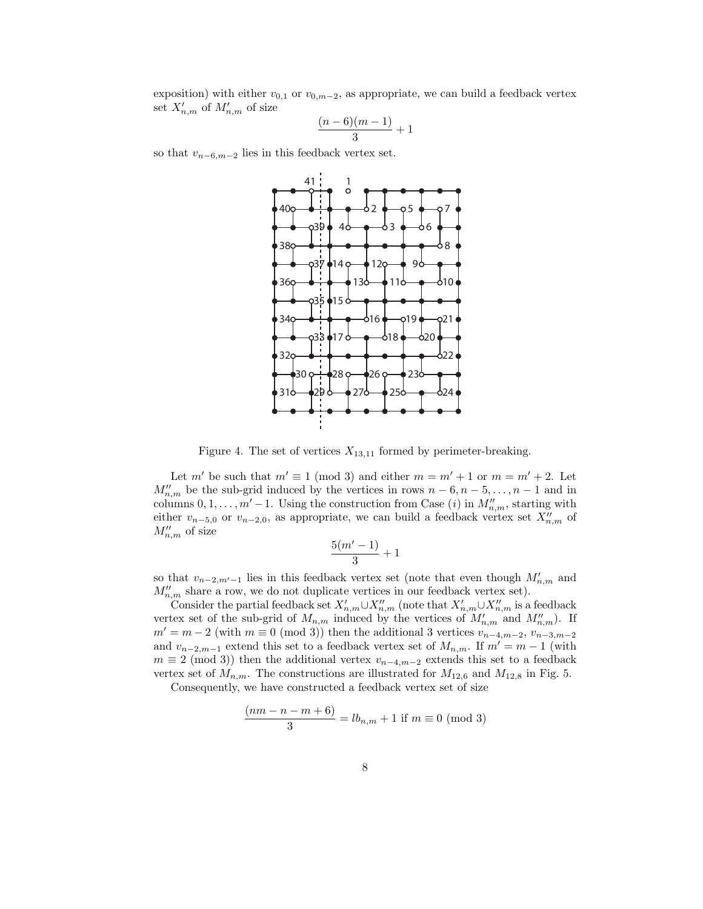exposition) with either $v_{0,1}$ or $v_{0,m-2}$, as appropriate, we can build a feedback vertex set $X'_{n,m}$ of $M'_{n,m}$ of size

$$\frac{(n-6)(m-1)}{3}+1$$

so that $v_{n-6,m-2}$ lies in this feedback vertex set.

Figure 4. The set of vertices $X_{13,11}$ formed by perimeter-breaking.

Let $m'$ be such that $m' \equiv 1 \pmod 3$ and either $m = m'+1$ or $m = m'+2$. Let $M''_{n,m}$ be the sub-grid induced by the vertices in rows $n-6, n-5, \ldots, n-1$ and in columns $0, 1, \ldots, m'-1$. Using the construction from Case $(i)$ in $M''_{n,m}$, starting with either $v_{n-5,0}$ or $v_{n-2,0}$, as appropriate, we can build a feedback vertex set $X''_{n,m}$ of $M''_{n,m}$ of size

$$\frac{5(m'-1)}{3}+1$$

so that $v_{n-2,m'-1}$ lies in this feedback vertex set (note that even though $M'_{n,m}$ and $M''_{n,m}$ share a row, we do not duplicate vertices in our feedback vertex set).

Consider the partial feedback set $X'_{n,m} \cup X''_{n,m}$ (note that $X'_{n,m} \cup X''_{n,m}$ is a feedback vertex set of the sub-grid of $M_{n,m}$ induced by the vertices of $M'_{n,m}$ and $M''_{n,m}$). If $m' = m-2$ (with $m \equiv 0 \pmod 3$) then the additional 3 vertices $v_{n-4,m-2}$, $v_{n-3,m-2}$ and $v_{n-2,m-1}$ extend this set to a feedback vertex set of $M_{n,m}$. If $m' = m-1$ (with $m \equiv 2 \pmod 3$) then the additional vertex $v_{n-4,m-2}$ extends this set to a feedback vertex set of $M_{n,m}$. The constructions are illustrated for $M_{12,6}$ and $M_{12,8}$ in Fig. 5.

Consequently, we have constructed a feedback vertex set of size

$$\frac{(nm-n-m+6)}{3} = lb_{n,m}+1 \text{ if } m \equiv 0 \pmod 3$$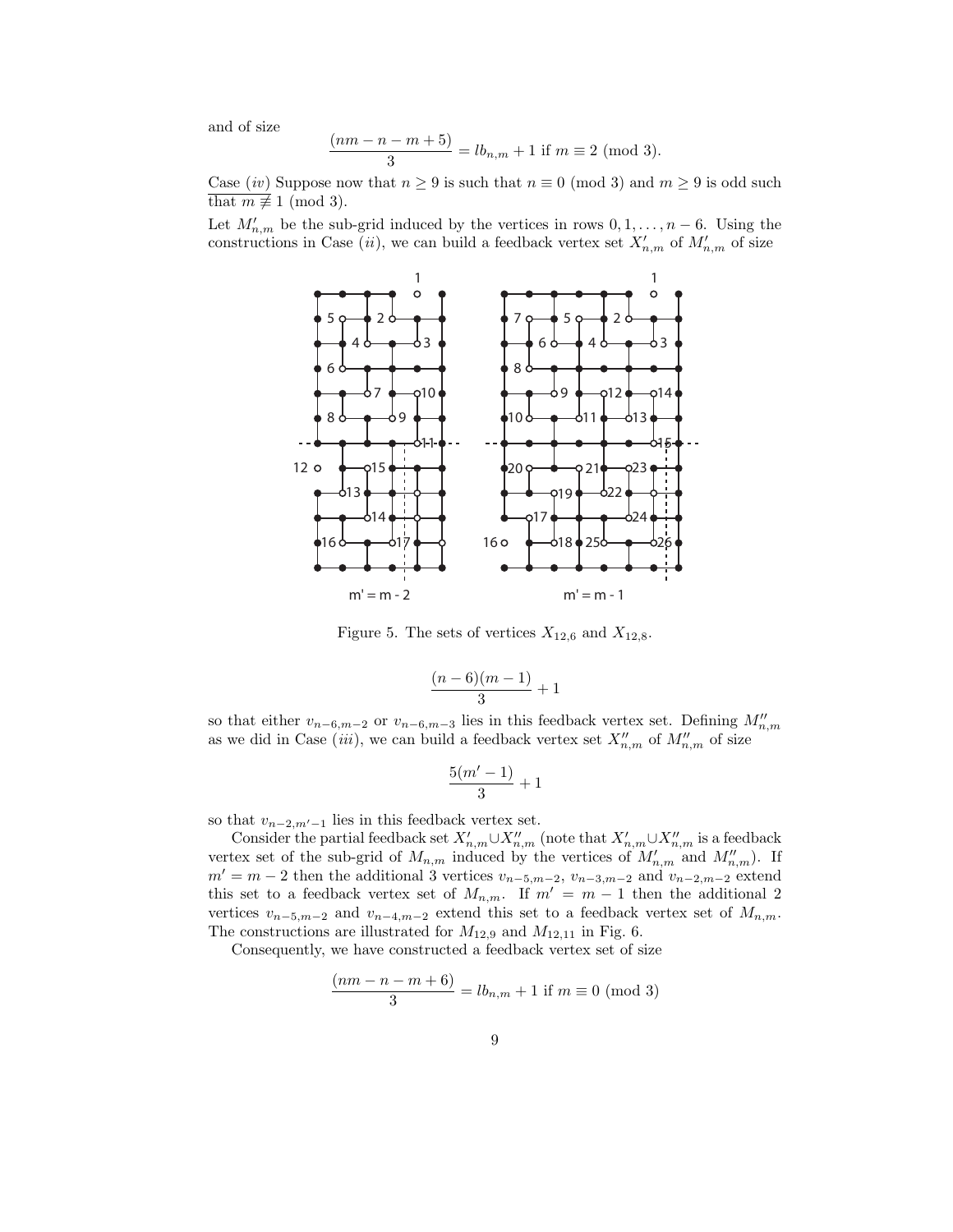and of size

$$\frac{(nm - n - m + 5)}{3} = lb_{n,m} + 1 \text{ if } m \equiv 2 \pmod 3.$$

Case $(iv)$ Suppose now that $n \geq 9$ is such that $n \equiv 0 \pmod 3$ and $m \geq 9$ is odd such that $m \not\equiv 1 \pmod 3$.

Let $M'_{n,m}$ be the sub-grid induced by the vertices in rows $0, 1, \ldots, n-6$. Using the constructions in Case $(ii)$, we can build a feedback vertex set $X'_{n,m}$ of $M'_{n,m}$ of size

Figure 5. The sets of vertices $X_{12,6}$ and $X_{12,8}$.

$$\frac{(n-6)(m-1)}{3} + 1$$

so that either $v_{n-6,m-2}$ or $v_{n-6,m-3}$ lies in this feedback vertex set. Defining $M''_{n,m}$ as we did in Case $(iii)$, we can build a feedback vertex set $X''_{n,m}$ of $M''_{n,m}$ of size

$$\frac{5(m'-1)}{3} + 1$$

so that $v_{n-2,m'-1}$ lies in this feedback vertex set.

Consider the partial feedback set $X'_{n,m} \cup X''_{n,m}$ (note that $X'_{n,m} \cup X''_{n,m}$ is a feedback vertex set of the sub-grid of $M_{n,m}$ induced by the vertices of $M'_{n,m}$ and $M''_{n,m}$). If $m' = m - 2$ then the additional 3 vertices $v_{n-5,m-2}$, $v_{n-3,m-2}$ and $v_{n-2,m-2}$ extend this set to a feedback vertex set of $M_{n,m}$. If $m' = m - 1$ then the additional 2 vertices $v_{n-5,m-2}$ and $v_{n-4,m-2}$ extend this set to a feedback vertex set of $M_{n,m}$. The constructions are illustrated for $M_{12,9}$ and $M_{12,11}$ in Fig. 6.

Consequently, we have constructed a feedback vertex set of size

$$\frac{(nm - n - m + 6)}{3} = lb_{n,m} + 1 \text{ if } m \equiv 0 \pmod 3$$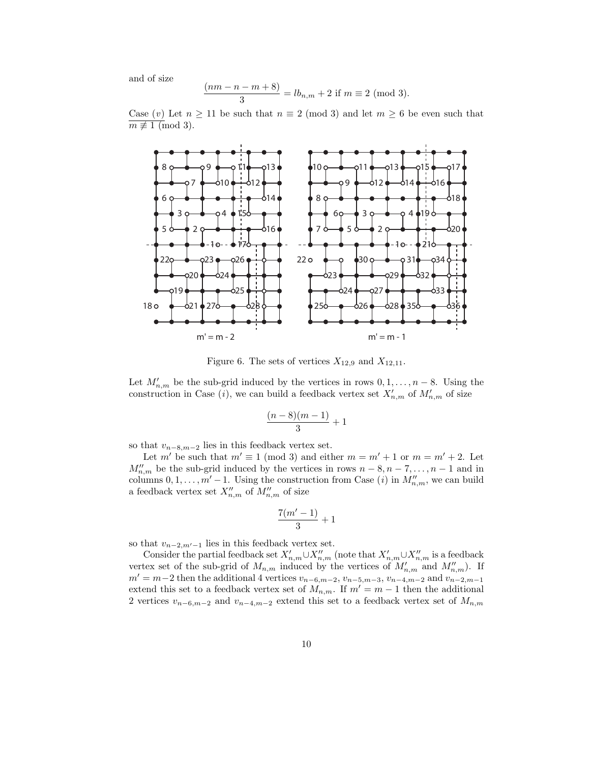and of size

$$\frac{(nm - n - m + 8)}{3} = lb_{n,m} + 2 \text{ if } m \equiv 2 \pmod 3.$$

Case $(v)$ Let $n \geq 11$ be such that $n \equiv 2 \pmod 3$ and let $m \geq 6$ be even such that $m \not\equiv 1 \pmod 3$.

Figure 6. The sets of vertices $X_{12,9}$ and $X_{12,11}$.

Let $M'_{n,m}$ be the sub-grid induced by the vertices in rows $0, 1, \ldots, n-8$. Using the construction in Case $(i)$, we can build a feedback vertex set $X'_{n,m}$ of $M'_{n,m}$ of size

$$\frac{(n-8)(m-1)}{3} + 1$$

so that $v_{n-8,m-2}$ lies in this feedback vertex set.

Let $m'$ be such that $m' \equiv 1 \pmod 3$ and either $m = m'+1$ or $m = m'+2$. Let $M''_{n,m}$ be the sub-grid induced by the vertices in rows $n-8, n-7, \ldots, n-1$ and in columns $0, 1, \ldots, m'-1$. Using the construction from Case $(i)$ in $M''_{n,m}$, we can build a feedback vertex set $X''_{n,m}$ of $M''_{n,m}$ of size

$$\frac{7(m'-1)}{3} + 1$$

so that $v_{n-2,m'-1}$ lies in this feedback vertex set.

Consider the partial feedback set $X'_{n,m} \cup X''_{n,m}$ (note that $X'_{n,m} \cup X''_{n,m}$ is a feedback vertex set of the sub-grid of $M_{n,m}$ induced by the vertices of $M'_{n,m}$ and $M''_{n,m}$). If $m' = m-2$ then the additional 4 vertices $v_{n-6,m-2}$, $v_{n-5,m-3}$, $v_{n-4,m-2}$ and $v_{n-2,m-1}$ extend this set to a feedback vertex set of $M_{n,m}$. If $m' = m-1$ then the additional 2 vertices $v_{n-6,m-2}$ and $v_{n-4,m-2}$ extend this set to a feedback vertex set of $M_{n,m}$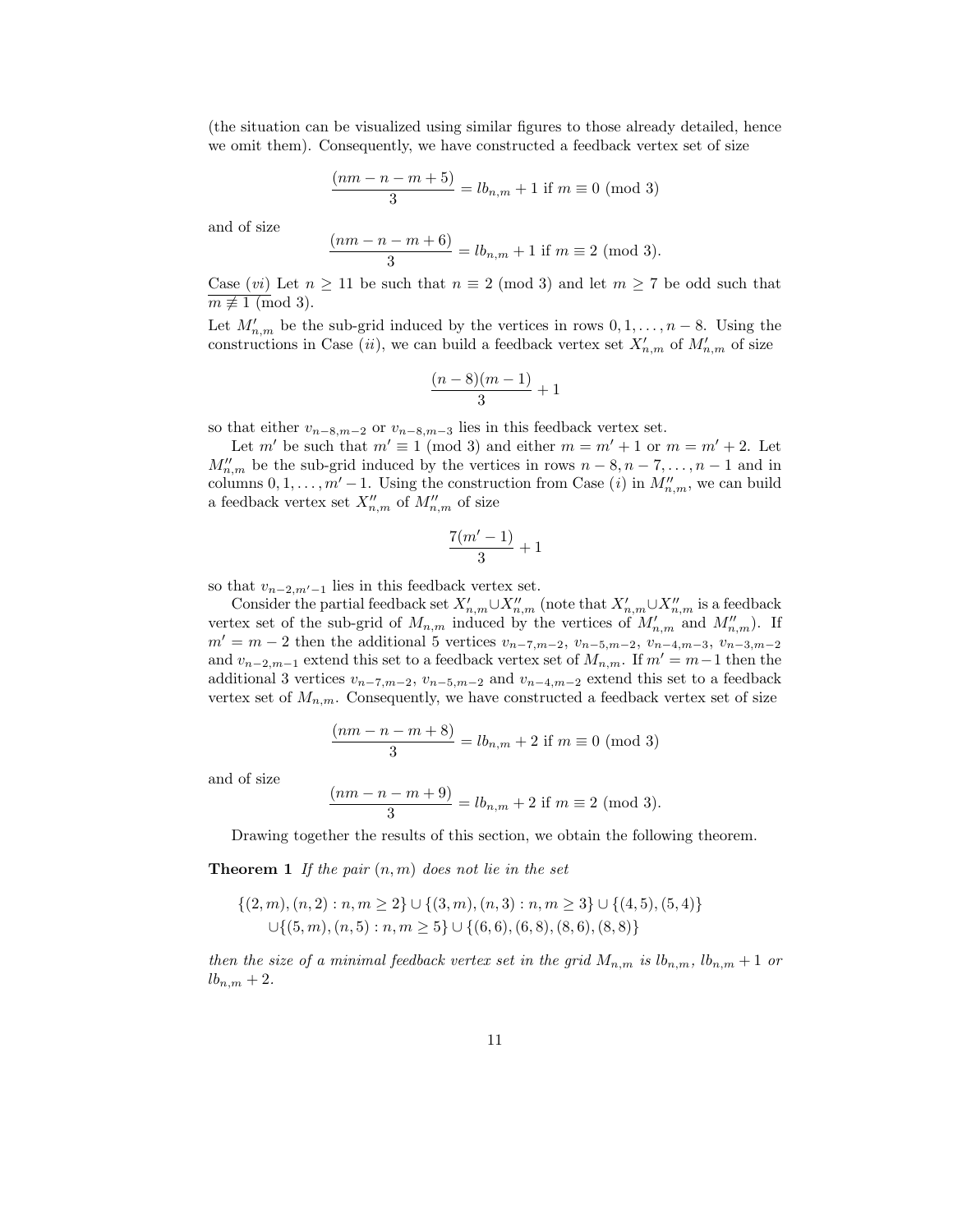(the situation can be visualized using similar figures to those already detailed, hence we omit them). Consequently, we have constructed a feedback vertex set of size

$$\frac{(nm - n - m + 5)}{3} = lb_{n,m} + 1 \text{ if } m \equiv 0 \pmod 3$$

and of size

$$\frac{(nm - n - m + 6)}{3} = lb_{n,m} + 1 \text{ if } m \equiv 2 \pmod 3.$$

Case $(vi)$ Let $n \geq 11$ be such that $n \equiv 2 \pmod 3$ and let $m \geq 7$ be odd such that $m \not\equiv 1 \pmod 3$.

Let $M'_{n,m}$ be the sub-grid induced by the vertices in rows $0, 1, \ldots, n-8$. Using the constructions in Case $(ii)$, we can build a feedback vertex set $X'_{n,m}$ of $M'_{n,m}$ of size

$$\frac{(n-8)(m-1)}{3} + 1$$

so that either $v_{n-8,m-2}$ or $v_{n-8,m-3}$ lies in this feedback vertex set.

Let $m'$ be such that $m' \equiv 1 \pmod 3$ and either $m = m' + 1$ or $m = m' + 2$. Let $M''_{n,m}$ be the sub-grid induced by the vertices in rows $n-8, n-7, \ldots, n-1$ and in columns $0, 1, \ldots, m'-1$. Using the construction from Case $(i)$ in $M''_{n,m}$, we can build a feedback vertex set $X''_{n,m}$ of $M''_{n,m}$ of size

$$\frac{7(m'-1)}{3} + 1$$

so that $v_{n-2,m'-1}$ lies in this feedback vertex set.

Consider the partial feedback set $X'_{n,m} \cup X''_{n,m}$ (note that $X'_{n,m} \cup X''_{n,m}$ is a feedback vertex set of the sub-grid of $M_{n,m}$ induced by the vertices of $M'_{n,m}$ and $M''_{n,m}$). If $m' = m-2$ then the additional 5 vertices $v_{n-7,m-2}$, $v_{n-5,m-2}$, $v_{n-4,m-3}$, $v_{n-3,m-2}$ and $v_{n-2,m-1}$ extend this set to a feedback vertex set of $M_{n,m}$. If $m' = m-1$ then the additional 3 vertices $v_{n-7,m-2}$, $v_{n-5,m-2}$ and $v_{n-4,m-2}$ extend this set to a feedback vertex set of $M_{n,m}$. Consequently, we have constructed a feedback vertex set of size

$$\frac{(nm - n - m + 8)}{3} = lb_{n,m} + 2 \text{ if } m \equiv 0 \pmod 3$$

and of size

$$\frac{(nm - n - m + 9)}{3} = lb_{n,m} + 2 \text{ if } m \equiv 2 \pmod 3.$$

Drawing together the results of this section, we obtain the following theorem.

**Theorem 1** *If the pair $(n, m)$ does not lie in the set*

$$\{(2,m),(n,2) : n,m \geq 2\} \cup \{(3,m),(n,3) : n,m \geq 3\} \cup \{(4,5),(5,4)\}$$
$$\cup \{(5,m),(n,5) : n,m \geq 5\} \cup \{(6,6),(6,8),(8,6),(8,8)\}$$

*then the size of a minimal feedback vertex set in the grid $M_{n,m}$ is $lb_{n,m}$, $lb_{n,m}+1$ or $lb_{n,m}+2$.*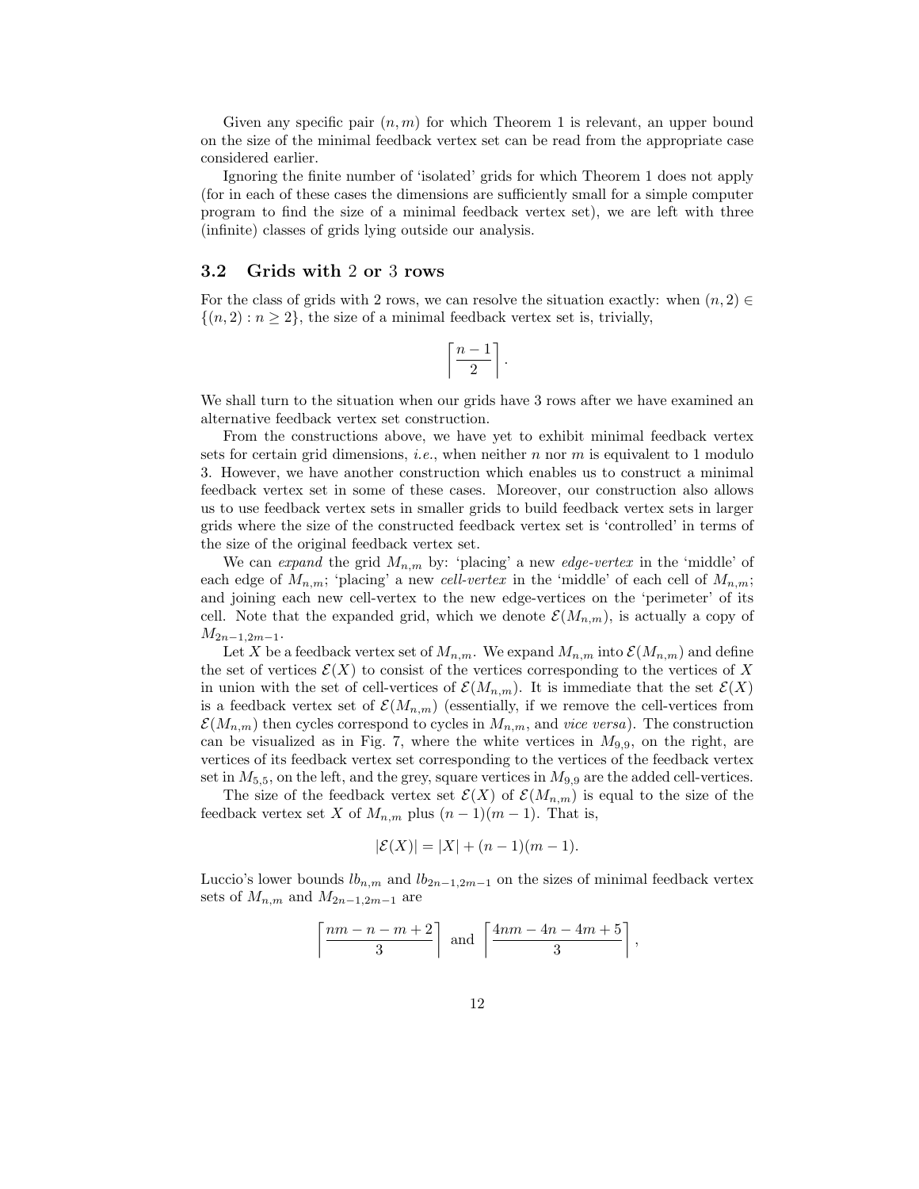Given any specific pair $(n, m)$ for which Theorem 1 is relevant, an upper bound on the size of the minimal feedback vertex set can be read from the appropriate case considered earlier.

Ignoring the finite number of 'isolated' grids for which Theorem 1 does not apply (for in each of these cases the dimensions are sufficiently small for a simple computer program to find the size of a minimal feedback vertex set), we are left with three (infinite) classes of grids lying outside our analysis.

### 3.2 Grids with 2 or 3 rows

For the class of grids with 2 rows, we can resolve the situation exactly: when $(n, 2) \in \{(n, 2) : n \geq 2\}$, the size of a minimal feedback vertex set is, trivially,

$$\left\lceil \frac{n-1}{2} \right\rceil.$$

We shall turn to the situation when our grids have 3 rows after we have examined an alternative feedback vertex set construction.

From the constructions above, we have yet to exhibit minimal feedback vertex sets for certain grid dimensions, *i.e.*, when neither $n$ nor $m$ is equivalent to 1 modulo 3. However, we have another construction which enables us to construct a minimal feedback vertex set in some of these cases. Moreover, our construction also allows us to use feedback vertex sets in smaller grids to build feedback vertex sets in larger grids where the size of the constructed feedback vertex set is 'controlled' in terms of the size of the original feedback vertex set.

We can *expand* the grid $M_{n,m}$ by: 'placing' a new *edge-vertex* in the 'middle' of each edge of $M_{n,m}$; 'placing' a new *cell-vertex* in the 'middle' of each cell of $M_{n,m}$; and joining each new cell-vertex to the new edge-vertices on the 'perimeter' of its cell. Note that the expanded grid, which we denote $\mathcal{E}(M_{n,m})$, is actually a copy of $M_{2n-1,2m-1}$.

Let $X$ be a feedback vertex set of $M_{n,m}$. We expand $M_{n,m}$ into $\mathcal{E}(M_{n,m})$ and define the set of vertices $\mathcal{E}(X)$ to consist of the vertices corresponding to the vertices of $X$ in union with the set of cell-vertices of $\mathcal{E}(M_{n,m})$. It is immediate that the set $\mathcal{E}(X)$ is a feedback vertex set of $\mathcal{E}(M_{n,m})$ (essentially, if we remove the cell-vertices from $\mathcal{E}(M_{n,m})$ then cycles correspond to cycles in $M_{n,m}$, and *vice versa*). The construction can be visualized as in Fig. 7, where the white vertices in $M_{9,9}$, on the right, are vertices of its feedback vertex set corresponding to the vertices of the feedback vertex set in $M_{5,5}$, on the left, and the grey, square vertices in $M_{9,9}$ are the added cell-vertices.

The size of the feedback vertex set $\mathcal{E}(X)$ of $\mathcal{E}(M_{n,m})$ is equal to the size of the feedback vertex set $X$ of $M_{n,m}$ plus $(n-1)(m-1)$. That is,

$$|\mathcal{E}(X)| = |X| + (n-1)(m-1).$$

Luccio's lower bounds $lb_{n,m}$ and $lb_{2n-1,2m-1}$ on the sizes of minimal feedback vertex sets of $M_{n,m}$ and $M_{2n-1,2m-1}$ are

$$\left\lceil \frac{nm - n - m + 2}{3} \right\rceil \text{ and } \left\lceil \frac{4nm - 4n - 4m + 5}{3} \right\rceil,$$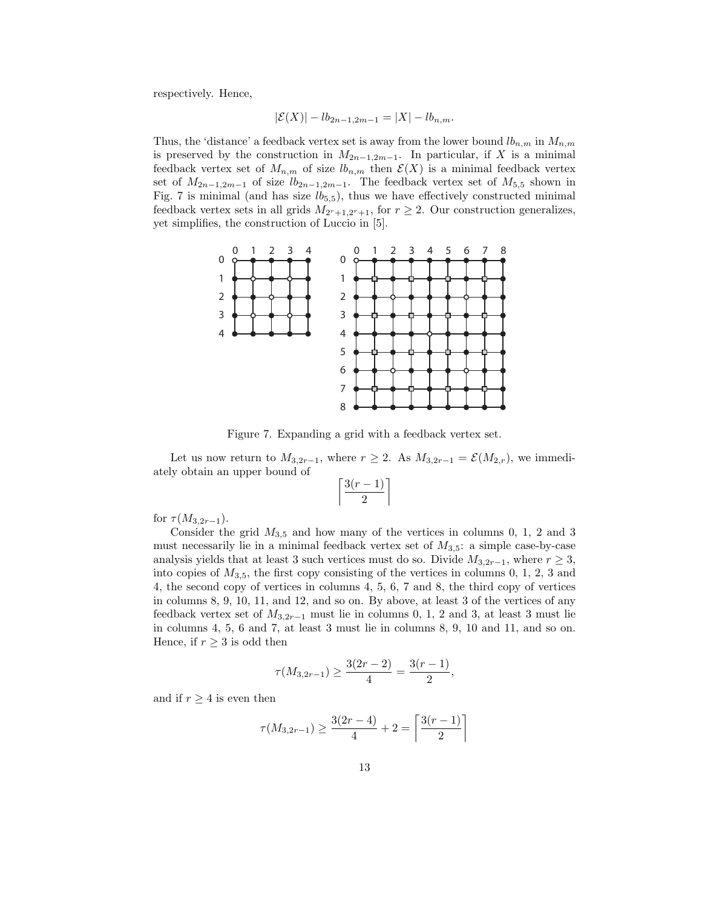respectively. Hence,

$$|\mathcal{E}(X)| - lb_{2n-1,2m-1} = |X| - lb_{n,m}.$$

Thus, the 'distance' a feedback vertex set is away from the lower bound $lb_{n,m}$ in $M_{n,m}$ is preserved by the construction in $M_{2n-1,2m-1}$. In particular, if $X$ is a minimal feedback vertex set of $M_{n,m}$ of size $lb_{n,m}$ then $\mathcal{E}(X)$ is a minimal feedback vertex set of $M_{2n-1,2m-1}$ of size $lb_{2n-1,2m-1}$. The feedback vertex set of $M_{5,5}$ shown in Fig. 7 is minimal (and has size $lb_{5,5}$), thus we have effectively constructed minimal feedback vertex sets in all grids $M_{2^r+1,2^r+1}$, for $r \geq 2$. Our construction generalizes, yet simplifies, the construction of Luccio in [5].

Figure 7. Expanding a grid with a feedback vertex set.

Let us now return to $M_{3,2r-1}$, where $r \geq 2$. As $M_{3,2r-1} = \mathcal{E}(M_{2,r})$, we immediately obtain an upper bound of

$$\left\lceil \frac{3(r-1)}{2} \right\rceil$$

for $\tau(M_{3,2r-1})$.

Consider the grid $M_{3,5}$ and how many of the vertices in columns 0, 1, 2 and 3 must necessarily lie in a minimal feedback vertex set of $M_{3,5}$: a simple case-by-case analysis yields that at least 3 such vertices must do so. Divide $M_{3,2r-1}$, where $r \geq 3$, into copies of $M_{3,5}$, the first copy consisting of the vertices in columns 0, 1, 2, 3 and 4, the second copy of vertices in columns 4, 5, 6, 7 and 8, the third copy of vertices in columns 8, 9, 10, 11, and 12, and so on. By above, at least 3 of the vertices of any feedback vertex set of $M_{3,2r-1}$ must lie in columns 0, 1, 2 and 3, at least 3 must lie in columns 4, 5, 6 and 7, at least 3 must lie in columns 8, 9, 10 and 11, and so on. Hence, if $r \geq 3$ is odd then

$$\tau(M_{3,2r-1}) \geq \frac{3(2r-2)}{4} = \frac{3(r-1)}{2},$$

and if $r \geq 4$ is even then

$$\tau(M_{3,2r-1}) \geq \frac{3(2r-4)}{4} + 2 = \left\lceil \frac{3(r-1)}{2} \right\rceil$$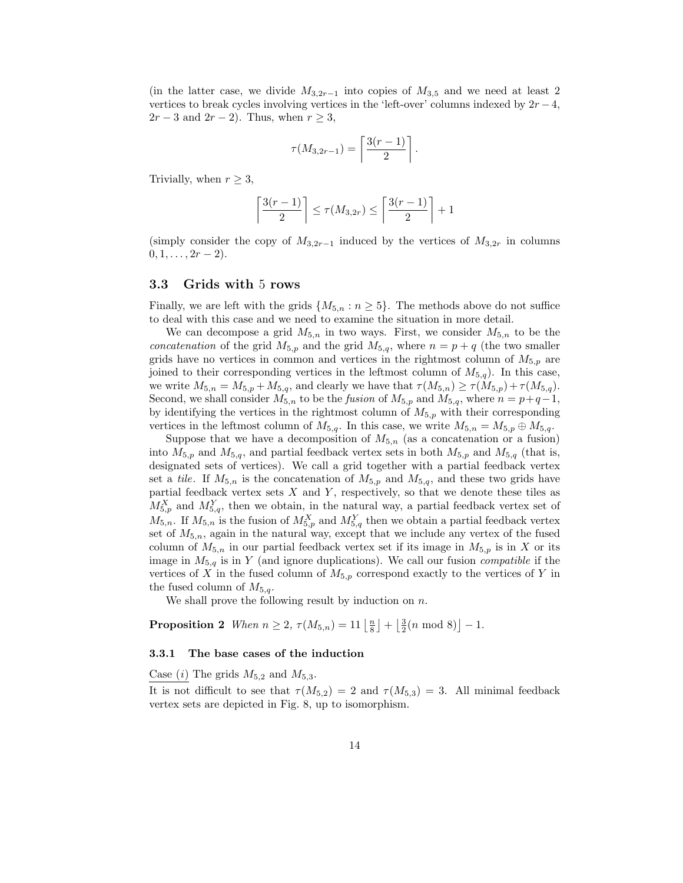(in the latter case, we divide $M_{3,2r-1}$ into copies of $M_{3,5}$ and we need at least 2 vertices to break cycles involving vertices in the 'left-over' columns indexed by $2r-4$, $2r-3$ and $2r-2$). Thus, when $r \geq 3$,

$$\tau(M_{3,2r-1}) = \left\lceil \frac{3(r-1)}{2} \right\rceil.$$

Trivially, when $r \geq 3$,

$$\left\lceil \frac{3(r-1)}{2} \right\rceil \leq \tau(M_{3,2r}) \leq \left\lceil \frac{3(r-1)}{2} \right\rceil + 1$$

(simply consider the copy of $M_{3,2r-1}$ induced by the vertices of $M_{3,2r}$ in columns $0, 1, \ldots, 2r-2$).

### 3.3 Grids with 5 rows

Finally, we are left with the grids $\{M_{5,n} : n \geq 5\}$. The methods above do not suffice to deal with this case and we need to examine the situation in more detail.

We can decompose a grid $M_{5,n}$ in two ways. First, we consider $M_{5,n}$ to be the *concatenation* of the grid $M_{5,p}$ and the grid $M_{5,q}$, where $n = p + q$ (the two smaller grids have no vertices in common and vertices in the rightmost column of $M_{5,p}$ are joined to their corresponding vertices in the leftmost column of $M_{5,q}$). In this case, we write $M_{5,n} = M_{5,p} + M_{5,q}$, and clearly we have that $\tau(M_{5,n}) \geq \tau(M_{5,p}) + \tau(M_{5,q})$. Second, we shall consider $M_{5,n}$ to be the *fusion* of $M_{5,p}$ and $M_{5,q}$, where $n = p+q-1$, by identifying the vertices in the rightmost column of $M_{5,p}$ with their corresponding vertices in the leftmost column of $M_{5,q}$. In this case, we write $M_{5,n} = M_{5,p} \oplus M_{5,q}$.

Suppose that we have a decomposition of $M_{5,n}$ (as a concatenation or a fusion) into $M_{5,p}$ and $M_{5,q}$, and partial feedback vertex sets in both $M_{5,p}$ and $M_{5,q}$ (that is, designated sets of vertices). We call a grid together with a partial feedback vertex set a *tile*. If $M_{5,n}$ is the concatenation of $M_{5,p}$ and $M_{5,q}$, and these two grids have partial feedback vertex sets $X$ and $Y$, respectively, so that we denote these tiles as $M_{5,p}^X$ and $M_{5,q}^Y$, then we obtain, in the natural way, a partial feedback vertex set of $M_{5,n}$. If $M_{5,n}$ is the fusion of $M_{5,p}^X$ and $M_{5,q}^Y$ then we obtain a partial feedback vertex set of $M_{5,n}$, again in the natural way, except that we include any vertex of the fused column of $M_{5,n}$ in our partial feedback vertex set if its image in $M_{5,p}$ is in $X$ or its image in $M_{5,q}$ is in $Y$ (and ignore duplications). We call our fusion *compatible* if the vertices of $X$ in the fused column of $M_{5,p}$ correspond exactly to the vertices of $Y$ in the fused column of $M_{5,q}$.

We shall prove the following result by induction on $n$.

**Proposition 2** *When* $n \geq 2$, $\tau(M_{5,n}) = 11 \left\lfloor \frac{n}{8} \right\rfloor + \left\lfloor \frac{3}{2}(n \bmod 8) \right\rfloor - 1$.

#### 3.3.1 The base cases of the induction

Case $(i)$ The grids $M_{5,2}$ and $M_{5,3}$.

It is not difficult to see that $\tau(M_{5,2}) = 2$ and $\tau(M_{5,3}) = 3$. All minimal feedback vertex sets are depicted in Fig. 8, up to isomorphism.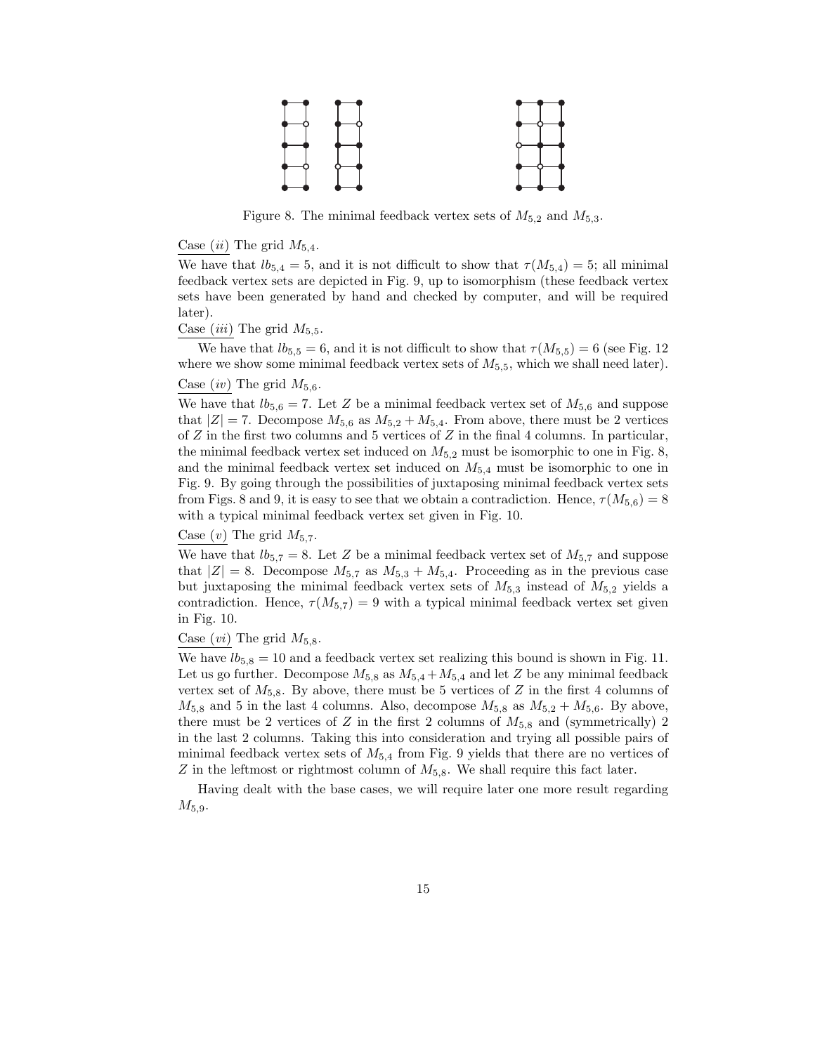Figure 8. The minimal feedback vertex sets of $M_{5,2}$ and $M_{5,3}$.

Case $(ii)$ The grid $M_{5,4}$.

We have that $lb_{5,4} = 5$, and it is not difficult to show that $\tau(M_{5,4}) = 5$; all minimal feedback vertex sets are depicted in Fig. 9, up to isomorphism (these feedback vertex sets have been generated by hand and checked by computer, and will be required later).

Case $(iii)$ The grid $M_{5,5}$.

We have that $lb_{5,5} = 6$, and it is not difficult to show that $\tau(M_{5,5}) = 6$ (see Fig. 12 where we show some minimal feedback vertex sets of $M_{5,5}$, which we shall need later).

Case $(iv)$ The grid $M_{5,6}$.

We have that $lb_{5,6} = 7$. Let $Z$ be a minimal feedback vertex set of $M_{5,6}$ and suppose that $|Z| = 7$. Decompose $M_{5,6}$ as $M_{5,2} + M_{5,4}$. From above, there must be 2 vertices of $Z$ in the first two columns and 5 vertices of $Z$ in the final 4 columns. In particular, the minimal feedback vertex set induced on $M_{5,2}$ must be isomorphic to one in Fig. 8, and the minimal feedback vertex set induced on $M_{5,4}$ must be isomorphic to one in Fig. 9. By going through the possibilities of juxtaposing minimal feedback vertex sets from Figs. 8 and 9, it is easy to see that we obtain a contradiction. Hence, $\tau(M_{5,6}) = 8$ with a typical minimal feedback vertex set given in Fig. 10.

Case $(v)$ The grid $M_{5,7}$.

We have that $lb_{5,7} = 8$. Let $Z$ be a minimal feedback vertex set of $M_{5,7}$ and suppose that $|Z| = 8$. Decompose $M_{5,7}$ as $M_{5,3} + M_{5,4}$. Proceeding as in the previous case but juxtaposing the minimal feedback vertex sets of $M_{5,3}$ instead of $M_{5,2}$ yields a contradiction. Hence, $\tau(M_{5,7}) = 9$ with a typical minimal feedback vertex set given in Fig. 10.

Case $(vi)$ The grid $M_{5,8}$.

We have $lb_{5,8} = 10$ and a feedback vertex set realizing this bound is shown in Fig. 11. Let us go further. Decompose $M_{5,8}$ as $M_{5,4} + M_{5,4}$ and let $Z$ be any minimal feedback vertex set of $M_{5,8}$. By above, there must be 5 vertices of $Z$ in the first 4 columns of $M_{5,8}$ and 5 in the last 4 columns. Also, decompose $M_{5,8}$ as $M_{5,2} + M_{5,6}$. By above, there must be 2 vertices of $Z$ in the first 2 columns of $M_{5,8}$ and (symmetrically) 2 in the last 2 columns. Taking this into consideration and trying all possible pairs of minimal feedback vertex sets of $M_{5,4}$ from Fig. 9 yields that there are no vertices of $Z$ in the leftmost or rightmost column of $M_{5,8}$. We shall require this fact later.

Having dealt with the base cases, we will require later one more result regarding $M_{5,9}$.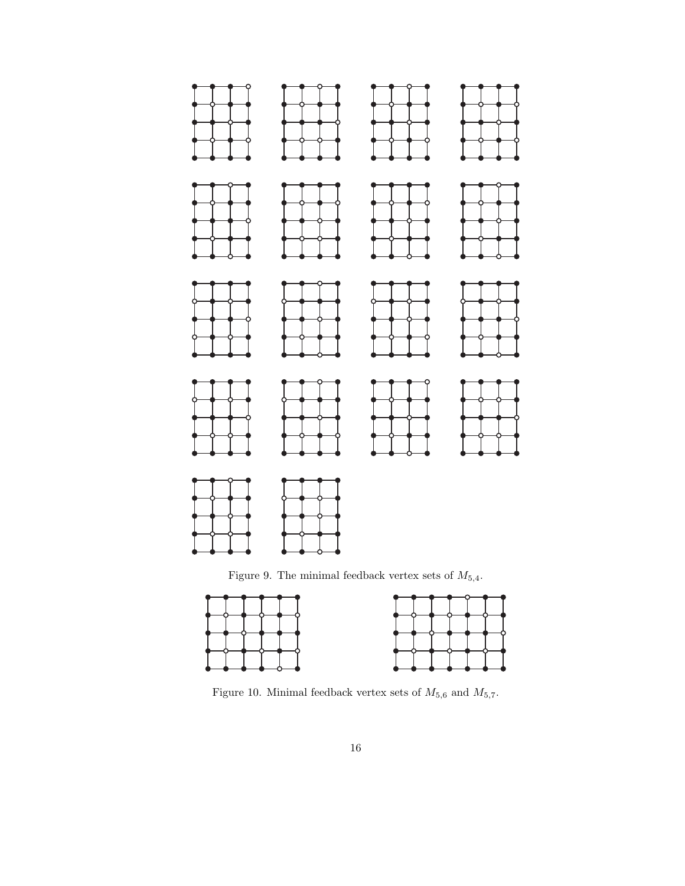Figure 9. The minimal feedback vertex sets of $M_{5,4}$.

Figure 10. Minimal feedback vertex sets of $M_{5,6}$ and $M_{5,7}$.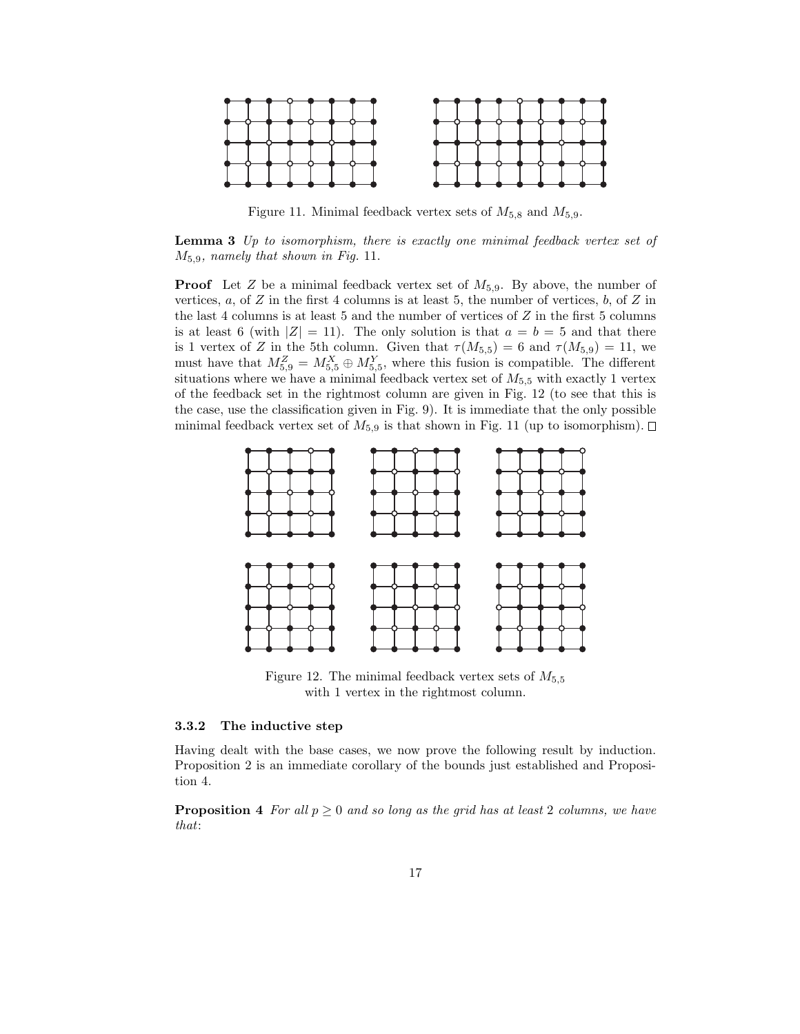Figure 11. Minimal feedback vertex sets of $M_{5,8}$ and $M_{5,9}$.

**Lemma 3** *Up to isomorphism, there is exactly one minimal feedback vertex set of $M_{5,9}$, namely that shown in Fig.* 11.

**Proof** Let $Z$ be a minimal feedback vertex set of $M_{5,9}$. By above, the number of vertices, $a$, of $Z$ in the first 4 columns is at least 5, the number of vertices, $b$, of $Z$ in the last 4 columns is at least 5 and the number of vertices of $Z$ in the first 5 columns is at least 6 (with $|Z| = 11$). The only solution is that $a = b = 5$ and that there is 1 vertex of $Z$ in the 5th column. Given that $\tau(M_{5,5}) = 6$ and $\tau(M_{5,9}) = 11$, we must have that $M^Z_{5,9} = M^X_{5,5} \oplus M^Y_{5,5}$, where this fusion is compatible. The different situations where we have a minimal feedback vertex set of $M_{5,5}$ with exactly 1 vertex of the feedback set in the rightmost column are given in Fig. 12 (to see that this is the case, use the classification given in Fig. 9). It is immediate that the only possible minimal feedback vertex set of $M_{5,9}$ is that shown in Fig. 11 (up to isomorphism). □

Figure 12. The minimal feedback vertex sets of $M_{5,5}$ with 1 vertex in the rightmost column.

### 3.3.2 The inductive step

Having dealt with the base cases, we now prove the following result by induction. Proposition 2 is an immediate corollary of the bounds just established and Proposition 4.

**Proposition 4** *For all $p \geq 0$ and so long as the grid has at least* 2 *columns, we have that*: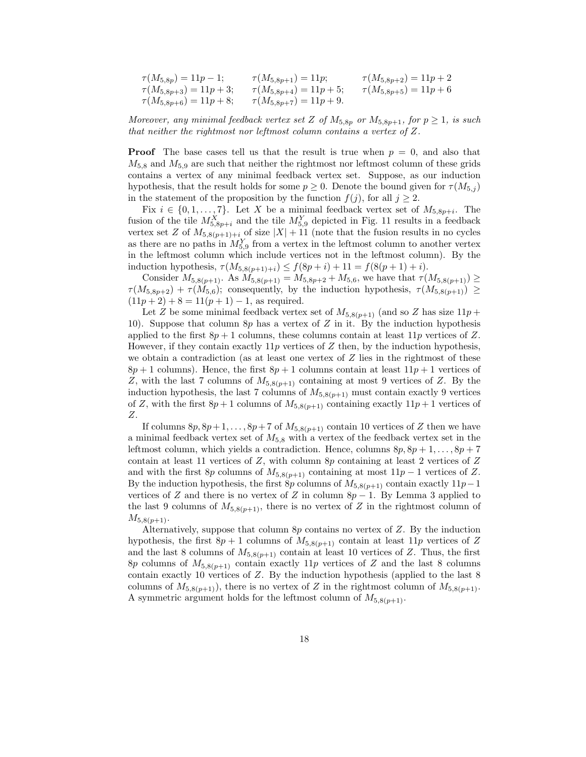$\tau(M_{5,8p}) = 11p - 1$; $\quad \tau(M_{5,8p+1}) = 11p$; $\quad \tau(M_{5,8p+2}) = 11p + 2$
$\tau(M_{5,8p+3}) = 11p + 3$; $\quad \tau(M_{5,8p+4}) = 11p + 5$; $\quad \tau(M_{5,8p+5}) = 11p + 6$
$\tau(M_{5,8p+6}) = 11p + 8$; $\quad \tau(M_{5,8p+7}) = 11p + 9$.

*Moreover, any minimal feedback vertex set $Z$ of $M_{5,8p}$ or $M_{5,8p+1}$, for $p \geq 1$, is such that neither the rightmost nor leftmost column contains a vertex of $Z$.*

**Proof** The base cases tell us that the result is true when $p = 0$, and also that $M_{5,8}$ and $M_{5,9}$ are such that neither the rightmost nor leftmost column of these grids contains a vertex of any minimal feedback vertex set. Suppose, as our induction hypothesis, that the result holds for some $p \geq 0$. Denote the bound given for $\tau(M_{5,j})$ in the statement of the proposition by the function $f(j)$, for all $j \geq 2$.

Fix $i \in \{0, 1, \ldots, 7\}$. Let $X$ be a minimal feedback vertex set of $M_{5,8p+i}$. The fusion of the tile $M^X_{5,8p+i}$ and the tile $M^Y_{5,9}$ depicted in Fig. 11 results in a feedback vertex set $Z$ of $M_{5,8(p+1)+i}$ of size $|X| + 11$ (note that the fusion results in no cycles as there are no paths in $M^Y_{5,9}$ from a vertex in the leftmost column to another vertex in the leftmost column which include vertices not in the leftmost column). By the induction hypothesis, $\tau(M_{5,8(p+1)+i}) \leq f(8p + i) + 11 = f(8(p + 1) + i)$.

Consider $M_{5,8(p+1)}$. As $M_{5,8(p+1)} = M_{5,8p+2} + M_{5,6}$, we have that $\tau(M_{5,8(p+1)}) \geq \tau(M_{5,8p+2}) + \tau(M_{5,6})$; consequently, by the induction hypothesis, $\tau(M_{5,8(p+1)}) \geq (11p + 2) + 8 = 11(p + 1) - 1$, as required.

Let $Z$ be some minimal feedback vertex set of $M_{5,8(p+1)}$ (and so $Z$ has size $11p + 10$). Suppose that column $8p$ has a vertex of $Z$ in it. By the induction hypothesis applied to the first $8p + 1$ columns, these columns contain at least $11p$ vertices of $Z$. However, if they contain exactly $11p$ vertices of $Z$ then, by the induction hypothesis, we obtain a contradiction (as at least one vertex of $Z$ lies in the rightmost of these $8p + 1$ columns). Hence, the first $8p + 1$ columns contain at least $11p + 1$ vertices of $Z$, with the last 7 columns of $M_{5,8(p+1)}$ containing at most 9 vertices of $Z$. By the induction hypothesis, the last 7 columns of $M_{5,8(p+1)}$ must contain exactly 9 vertices of $Z$, with the first $8p + 1$ columns of $M_{5,8(p+1)}$ containing exactly $11p + 1$ vertices of $Z$.

If columns $8p, 8p+1, \ldots, 8p+7$ of $M_{5,8(p+1)}$ contain 10 vertices of $Z$ then we have a minimal feedback vertex set of $M_{5,8}$ with a vertex of the feedback vertex set in the leftmost column, which yields a contradiction. Hence, columns $8p, 8p + 1, \ldots, 8p + 7$ contain at least 11 vertices of $Z$, with column $8p$ containing at least 2 vertices of $Z$ and with the first $8p$ columns of $M_{5,8(p+1)}$ containing at most $11p - 1$ vertices of $Z$. By the induction hypothesis, the first $8p$ columns of $M_{5,8(p+1)}$ contain exactly $11p-1$ vertices of $Z$ and there is no vertex of $Z$ in column $8p - 1$. By Lemma 3 applied to the last 9 columns of $M_{5,8(p+1)}$, there is no vertex of $Z$ in the rightmost column of $M_{5,8(p+1)}$.

Alternatively, suppose that column $8p$ contains no vertex of $Z$. By the induction hypothesis, the first $8p + 1$ columns of $M_{5,8(p+1)}$ contain at least $11p$ vertices of $Z$ and the last 8 columns of $M_{5,8(p+1)}$ contain at least 10 vertices of $Z$. Thus, the first $8p$ columns of $M_{5,8(p+1)}$ contain exactly $11p$ vertices of $Z$ and the last 8 columns contain exactly 10 vertices of $Z$. By the induction hypothesis (applied to the last 8 columns of $M_{5,8(p+1)}$), there is no vertex of $Z$ in the rightmost column of $M_{5,8(p+1)}$. A symmetric argument holds for the leftmost column of $M_{5,8(p+1)}$.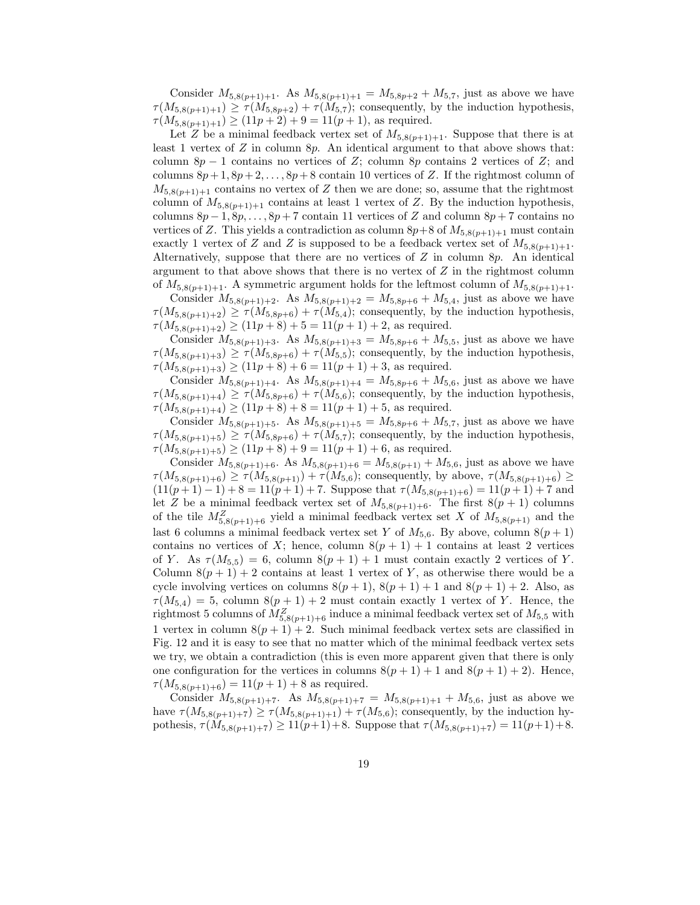Consider $M_{5,8(p+1)+1}$. As $M_{5,8(p+1)+1} = M_{5,8p+2} + M_{5,7}$, just as above we have $\tau(M_{5,8(p+1)+1}) \geq \tau(M_{5,8p+2}) + \tau(M_{5,7})$; consequently, by the induction hypothesis, $\tau(M_{5,8(p+1)+1}) \geq (11p+2) + 9 = 11(p+1)$, as required.

Let $Z$ be a minimal feedback vertex set of $M_{5,8(p+1)+1}$. Suppose that there is at least 1 vertex of $Z$ in column $8p$. An identical argument to that above shows that: column $8p-1$ contains no vertices of $Z$; column $8p$ contains 2 vertices of $Z$; and columns $8p+1, 8p+2, \ldots, 8p+8$ contain 10 vertices of $Z$. If the rightmost column of $M_{5,8(p+1)+1}$ contains no vertex of $Z$ then we are done; so, assume that the rightmost column of $M_{5,8(p+1)+1}$ contains at least 1 vertex of $Z$. By the induction hypothesis, columns $8p-1, 8p, \ldots, 8p+7$ contain 11 vertices of $Z$ and column $8p+7$ contains no vertices of $Z$. This yields a contradiction as column $8p+8$ of $M_{5,8(p+1)+1}$ must contain exactly 1 vertex of $Z$ and $Z$ is supposed to be a feedback vertex set of $M_{5,8(p+1)+1}$. Alternatively, suppose that there are no vertices of $Z$ in column $8p$. An identical argument to that above shows that there is no vertex of $Z$ in the rightmost column of $M_{5,8(p+1)+1}$. A symmetric argument holds for the leftmost column of $M_{5,8(p+1)+1}$.

Consider $M_{5,8(p+1)+2}$. As $M_{5,8(p+1)+2} = M_{5,8p+6} + M_{5,4}$, just as above we have $\tau(M_{5,8(p+1)+2}) \geq \tau(M_{5,8p+6}) + \tau(M_{5,4})$; consequently, by the induction hypothesis, $\tau(M_{5,8(p+1)+2}) \geq (11p+8) + 5 = 11(p+1) + 2$, as required.

Consider $M_{5,8(p+1)+3}$. As $M_{5,8(p+1)+3} = M_{5,8p+6} + M_{5,5}$, just as above we have $\tau(M_{5,8(p+1)+3}) \geq \tau(M_{5,8p+6}) + \tau(M_{5,5})$; consequently, by the induction hypothesis, $\tau(M_{5,8(p+1)+3}) \geq (11p+8) + 6 = 11(p+1) + 3$, as required.

Consider $M_{5,8(p+1)+4}$. As $M_{5,8(p+1)+4} = M_{5,8p+6} + M_{5,6}$, just as above we have $\tau(M_{5,8(p+1)+4}) \geq \tau(M_{5,8p+6}) + \tau(M_{5,6})$; consequently, by the induction hypothesis, $\tau(M_{5,8(p+1)+4}) \geq (11p+8) + 8 = 11(p+1) + 5$, as required.

Consider $M_{5,8(p+1)+5}$. As $M_{5,8(p+1)+5} = M_{5,8p+6} + M_{5,7}$, just as above we have $\tau(M_{5,8(p+1)+5}) \geq \tau(M_{5,8p+6}) + \tau(M_{5,7})$; consequently, by the induction hypothesis, $\tau(M_{5,8(p+1)+5}) \geq (11p+8) + 9 = 11(p+1) + 6$, as required.

Consider $M_{5,8(p+1)+6}$. As $M_{5,8(p+1)+6} = M_{5,8(p+1)} + M_{5,6}$, just as above we have $\tau(M_{5,8(p+1)+6}) \geq \tau(M_{5,8(p+1)}) + \tau(M_{5,6})$; consequently, by above, $\tau(M_{5,8(p+1)+6}) \geq (11(p+1)-1) + 8 = 11(p+1) + 7$. Suppose that $\tau(M_{5,8(p+1)+6}) = 11(p+1) + 7$ and let $Z$ be a minimal feedback vertex set of $M_{5,8(p+1)+6}$. The first $8(p+1)$ columns of the tile $M^Z_{5,8(p+1)+6}$ yield a minimal feedback vertex set $X$ of $M_{5,8(p+1)}$ and the last 6 columns a minimal feedback vertex set $Y$ of $M_{5,6}$. By above, column $8(p+1)$ contains no vertices of $X$; hence, column $8(p+1)+1$ contains at least 2 vertices of $Y$. As $\tau(M_{5,5}) = 6$, column $8(p+1)+1$ must contain exactly 2 vertices of $Y$. Column $8(p+1)+2$ contains at least 1 vertex of $Y$, as otherwise there would be a cycle involving vertices on columns $8(p+1)$, $8(p+1)+1$ and $8(p+1)+2$. Also, as $\tau(M_{5,4}) = 5$, column $8(p+1)+2$ must contain exactly 1 vertex of $Y$. Hence, the rightmost 5 columns of $M^Z_{5,8(p+1)+6}$ induce a minimal feedback vertex set of $M_{5,5}$ with 1 vertex in column $8(p+1)+2$. Such minimal feedback vertex sets are classified in Fig. 12 and it is easy to see that no matter which of the minimal feedback vertex sets we try, we obtain a contradiction (this is even more apparent given that there is only one configuration for the vertices in columns $8(p+1)+1$ and $8(p+1)+2$). Hence, $\tau(M_{5,8(p+1)+6}) = 11(p+1) + 8$ as required.

Consider $M_{5,8(p+1)+7}$. As $M_{5,8(p+1)+7} = M_{5,8(p+1)+1} + M_{5,6}$, just as above we have $\tau(M_{5,8(p+1)+7}) \geq \tau(M_{5,8(p+1)+1}) + \tau(M_{5,6})$; consequently, by the induction hypothesis, $\tau(M_{5,8(p+1)+7}) \geq 11(p+1)+8$. Suppose that $\tau(M_{5,8(p+1)+7}) = 11(p+1)+8$.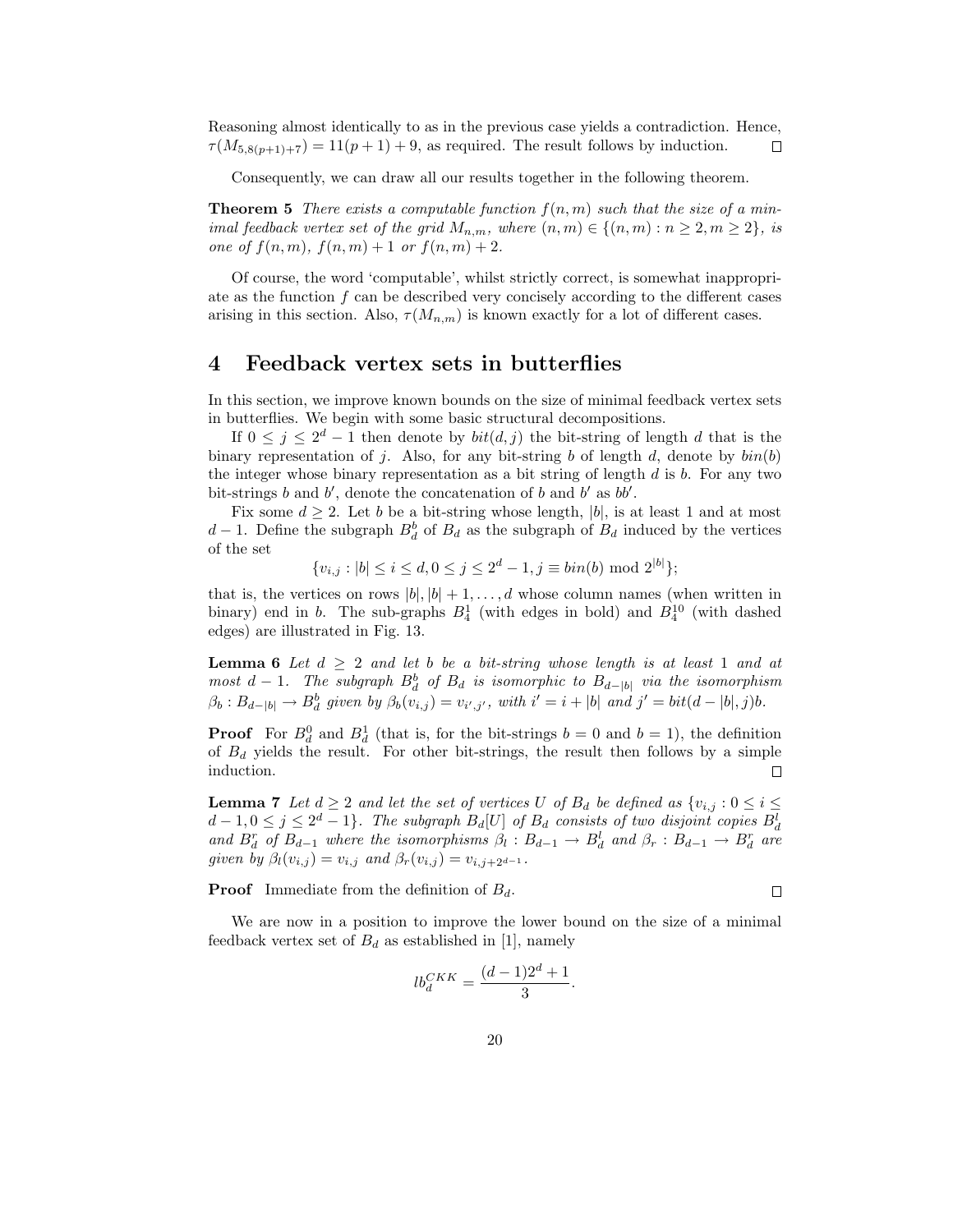Reasoning almost identically to as in the previous case yields a contradiction. Hence, $\tau(M_{5,8(p+1)+7}) = 11(p+1)+9$, as required. The result follows by induction. □

Consequently, we can draw all our results together in the following theorem.

**Theorem 5** *There exists a computable function $f(n,m)$ such that the size of a minimal feedback vertex set of the grid $M_{n,m}$, where $(n,m) \in \{(n,m) : n \geq 2, m \geq 2\}$, is one of $f(n,m)$, $f(n,m)+1$ or $f(n,m)+2$.*

Of course, the word 'computable', whilst strictly correct, is somewhat inappropriate as the function $f$ can be described very concisely according to the different cases arising in this section. Also, $\tau(M_{n,m})$ is known exactly for a lot of different cases.

# 4 Feedback vertex sets in butterflies

In this section, we improve known bounds on the size of minimal feedback vertex sets in butterflies. We begin with some basic structural decompositions.

If $0 \leq j \leq 2^d - 1$ then denote by $bit(d,j)$ the bit-string of length $d$ that is the binary representation of $j$. Also, for any bit-string $b$ of length $d$, denote by $bin(b)$ the integer whose binary representation as a bit string of length $d$ is $b$. For any two bit-strings $b$ and $b'$, denote the concatenation of $b$ and $b'$ as $bb'$.

Fix some $d \geq 2$. Let $b$ be a bit-string whose length, $|b|$, is at least 1 and at most $d-1$. Define the subgraph $B_d^b$ of $B_d$ as the subgraph of $B_d$ induced by the vertices of the set

$$\{v_{i,j} : |b| \leq i \leq d, 0 \leq j \leq 2^d - 1, j \equiv bin(b) \bmod 2^{|b|}\};$$

that is, the vertices on rows $|b|, |b|+1, \ldots, d$ whose column names (when written in binary) end in $b$. The sub-graphs $B_4^1$ (with edges in bold) and $B_4^{10}$ (with dashed edges) are illustrated in Fig. 13.

**Lemma 6** *Let $d \geq 2$ and let $b$ be a bit-string whose length is at least 1 and at most $d-1$. The subgraph $B_d^b$ of $B_d$ is isomorphic to $B_{d-|b|}$ via the isomorphism $\beta_b : B_{d-|b|} \to B_d^b$ given by $\beta_b(v_{i,j}) = v_{i',j'}$, with $i' = i + |b|$ and $j' = bit(d-|b|, j)b$.*

**Proof** For $B_d^0$ and $B_d^1$ (that is, for the bit-strings $b = 0$ and $b = 1$), the definition of $B_d$ yields the result. For other bit-strings, the result then follows by a simple induction. □

**Lemma 7** *Let $d \geq 2$ and let the set of vertices $U$ of $B_d$ be defined as $\{v_{i,j} : 0 \leq i \leq d-1, 0 \leq j \leq 2^d - 1\}$. The subgraph $B_d[U]$ of $B_d$ consists of two disjoint copies $B_d^l$ and $B_d^r$ of $B_{d-1}$ where the isomorphisms $\beta_l : B_{d-1} \to B_d^l$ and $\beta_r : B_{d-1} \to B_d^r$ are given by $\beta_l(v_{i,j}) = v_{i,j}$ and $\beta_r(v_{i,j}) = v_{i,j+2^{d-1}}$.*

**Proof** Immediate from the definition of $B_d$. □

We are now in a position to improve the lower bound on the size of a minimal feedback vertex set of $B_d$ as established in [1], namely

$$lb_d^{CKK} = \frac{(d-1)2^d + 1}{3}.$$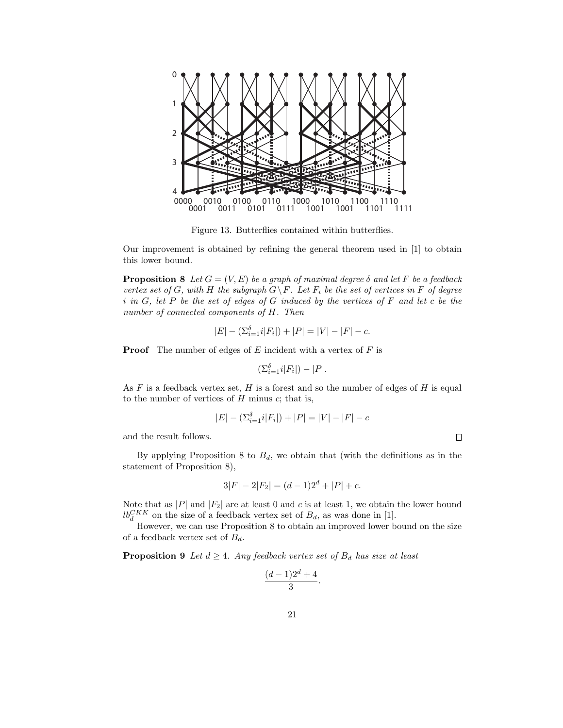Figure 13. Butterflies contained within butterflies.

Our improvement is obtained by refining the general theorem used in [1] to obtain this lower bound.

**Proposition 8** *Let $G = (V, E)$ be a graph of maximal degree $\delta$ and let $F$ be a feedback vertex set of $G$, with $H$ the subgraph $G \setminus F$. Let $F_i$ be the set of vertices in $F$ of degree $i$ in $G$, let $P$ be the set of edges of $G$ induced by the vertices of $F$ and let $c$ be the number of connected components of $H$. Then*

$$|E| - (\Sigma_{i=1}^{\delta} i|F_i|) + |P| = |V| - |F| - c.$$

**Proof** The number of edges of $E$ incident with a vertex of $F$ is

$$(\Sigma_{i=1}^{\delta} i|F_i|) - |P|.$$

As $F$ is a feedback vertex set, $H$ is a forest and so the number of edges of $H$ is equal to the number of vertices of $H$ minus $c$; that is,

$$|E| - (\Sigma_{i=1}^{\delta} i|F_i|) + |P| = |V| - |F| - c$$

and the result follows. $\square$

By applying Proposition 8 to $B_d$, we obtain that (with the definitions as in the statement of Proposition 8),

$$3|F| - 2|F_2| = (d-1)2^d + |P| + c.$$

Note that as $|P|$ and $|F_2|$ are at least 0 and $c$ is at least 1, we obtain the lower bound $lb_d^{CKK}$ on the size of a feedback vertex set of $B_d$, as was done in [1].

However, we can use Proposition 8 to obtain an improved lower bound on the size of a feedback vertex set of $B_d$.

**Proposition 9** *Let $d \geq 4$. Any feedback vertex set of $B_d$ has size at least*

$$\frac{(d-1)2^d + 4}{3}.$$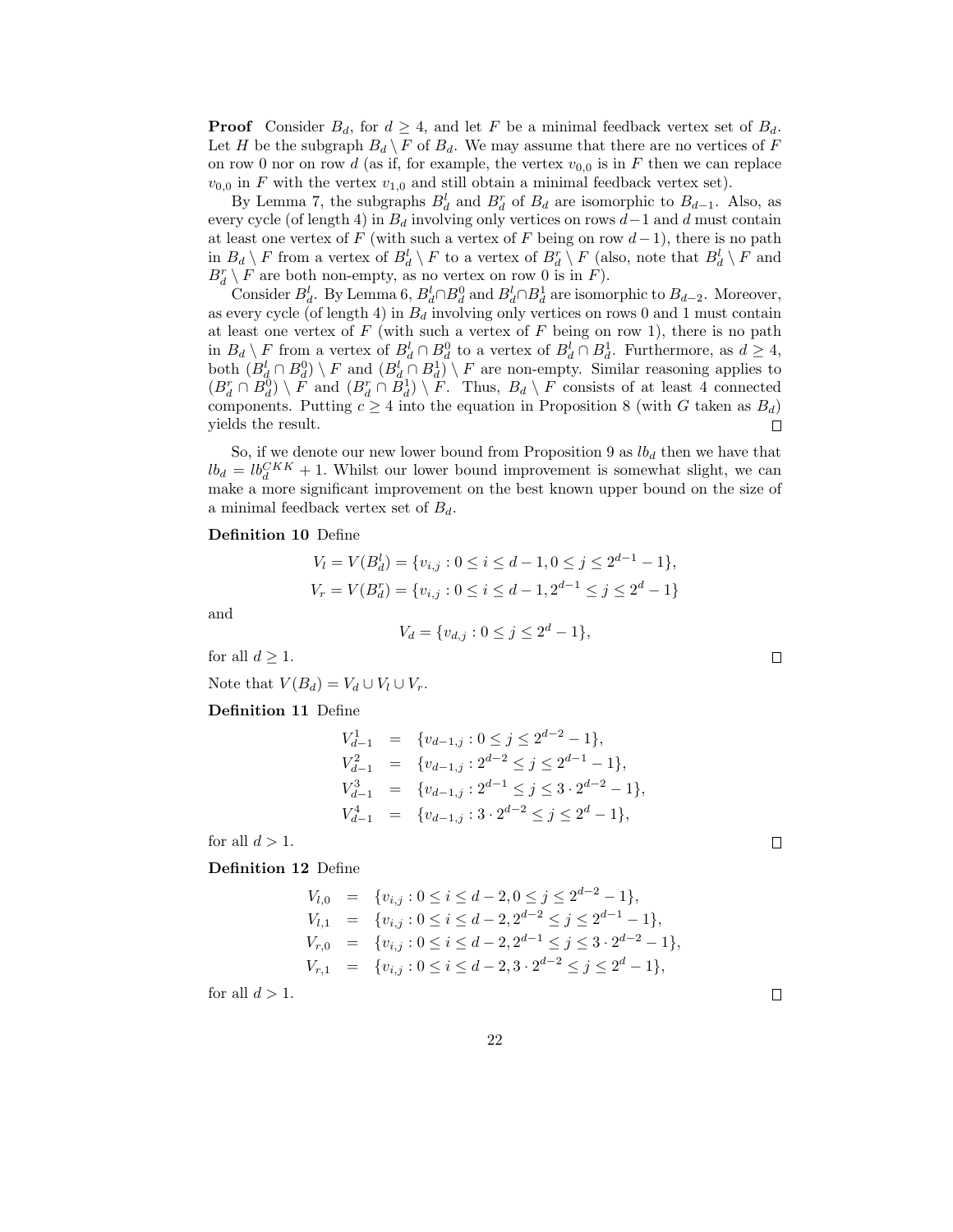**Proof** Consider $B_d$, for $d \geq 4$, and let $F$ be a minimal feedback vertex set of $B_d$. Let $H$ be the subgraph $B_d \setminus F$ of $B_d$. We may assume that there are no vertices of $F$ on row 0 nor on row $d$ (as if, for example, the vertex $v_{0,0}$ is in $F$ then we can replace $v_{0,0}$ in $F$ with the vertex $v_{1,0}$ and still obtain a minimal feedback vertex set).

By Lemma 7, the subgraphs $B_d^l$ and $B_d^r$ of $B_d$ are isomorphic to $B_{d-1}$. Also, as every cycle (of length 4) in $B_d$ involving only vertices on rows $d-1$ and $d$ must contain at least one vertex of $F$ (with such a vertex of $F$ being on row $d-1$), there is no path in $B_d \setminus F$ from a vertex of $B_d^l \setminus F$ to a vertex of $B_d^r \setminus F$ (also, note that $B_d^l \setminus F$ and $B_d^r \setminus F$ are both non-empty, as no vertex on row 0 is in $F$).

Consider $B_d^l$. By Lemma 6, $B_d^l \cap B_d^0$ and $B_d^l \cap B_d^1$ are isomorphic to $B_{d-2}$. Moreover, as every cycle (of length 4) in $B_d$ involving only vertices on rows 0 and 1 must contain at least one vertex of $F$ (with such a vertex of $F$ being on row 1), there is no path in $B_d \setminus F$ from a vertex of $B_d^l \cap B_d^0$ to a vertex of $B_d^l \cap B_d^1$. Furthermore, as $d \geq 4$, both $(B_d^l \cap B_d^0) \setminus F$ and $(B_d^l \cap B_d^1) \setminus F$ are non-empty. Similar reasoning applies to $(B_d^r \cap B_d^0) \setminus F$ and $(B_d^r \cap B_d^1) \setminus F$. Thus, $B_d \setminus F$ consists of at least 4 connected components. Putting $c \geq 4$ into the equation in Proposition 8 (with $G$ taken as $B_d$) yields the result. $\square$

So, if we denote our new lower bound from Proposition 9 as $lb_d$ then we have that $lb_d = lb_d^{CKK} + 1$. Whilst our lower bound improvement is somewhat slight, we can make a more significant improvement on the best known upper bound on the size of a minimal feedback vertex set of $B_d$.

**Definition 10** Define

$$V_l = V(B_d^l) = \{v_{i,j} : 0 \leq i \leq d-1, 0 \leq j \leq 2^{d-1}-1\},$$
$$V_r = V(B_d^r) = \{v_{i,j} : 0 \leq i \leq d-1, 2^{d-1} \leq j \leq 2^d - 1\}$$

and

$$V_d = \{v_{d,j} : 0 \leq j \leq 2^d - 1\},$$

for all $d \geq 1$. $\square$

Note that $V(B_d) = V_d \cup V_l \cup V_r$.

**Definition 11** Define

$$\begin{aligned}
V_{d-1}^1 &= \{v_{d-1,j} : 0 \leq j \leq 2^{d-2} - 1\}, \\
V_{d-1}^2 &= \{v_{d-1,j} : 2^{d-2} \leq j \leq 2^{d-1} - 1\}, \\
V_{d-1}^3 &= \{v_{d-1,j} : 2^{d-1} \leq j \leq 3 \cdot 2^{d-2} - 1\}, \\
V_{d-1}^4 &= \{v_{d-1,j} : 3 \cdot 2^{d-2} \leq j \leq 2^d - 1\},
\end{aligned}$$

for all $d > 1$. $\square$

**Definition 12** Define

$$\begin{aligned}
V_{l,0} &= \{v_{i,j} : 0 \leq i \leq d-2, 0 \leq j \leq 2^{d-2} - 1\}, \\
V_{l,1} &= \{v_{i,j} : 0 \leq i \leq d-2, 2^{d-2} \leq j \leq 2^{d-1} - 1\}, \\
V_{r,0} &= \{v_{i,j} : 0 \leq i \leq d-2, 2^{d-1} \leq j \leq 3 \cdot 2^{d-2} - 1\}, \\
V_{r,1} &= \{v_{i,j} : 0 \leq i \leq d-2, 3 \cdot 2^{d-2} \leq j \leq 2^d - 1\},
\end{aligned}$$

for all $d > 1$. $\square$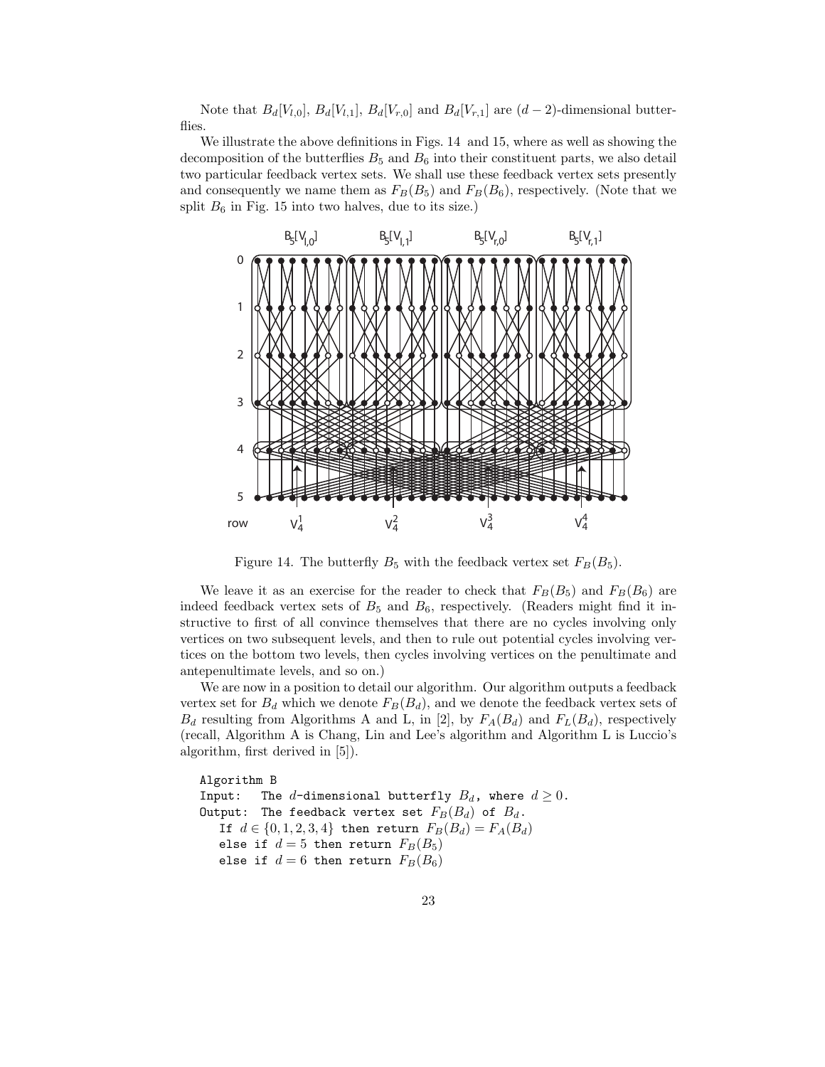Note that $B_d[V_{l,0}]$, $B_d[V_{l,1}]$, $B_d[V_{r,0}]$ and $B_d[V_{r,1}]$ are $(d-2)$-dimensional butterflies.

We illustrate the above definitions in Figs. 14 and 15, where as well as showing the decomposition of the butterflies $B_5$ and $B_6$ into their constituent parts, we also detail two particular feedback vertex sets. We shall use these feedback vertex sets presently and consequently we name them as $F_B(B_5)$ and $F_B(B_6)$, respectively. (Note that we split $B_6$ in Fig. 15 into two halves, due to its size.)

Figure 14. The butterfly $B_5$ with the feedback vertex set $F_B(B_5)$.

We leave it as an exercise for the reader to check that $F_B(B_5)$ and $F_B(B_6)$ are indeed feedback vertex sets of $B_5$ and $B_6$, respectively. (Readers might find it instructive to first of all convince themselves that there are no cycles involving only vertices on two subsequent levels, and then to rule out potential cycles involving vertices on the bottom two levels, then cycles involving vertices on the penultimate and antepenultimate levels, and so on.)

We are now in a position to detail our algorithm. Our algorithm outputs a feedback vertex set for $B_d$ which we denote $F_B(B_d)$, and we denote the feedback vertex sets of $B_d$ resulting from Algorithms A and L, in [2], by $F_A(B_d)$ and $F_L(B_d)$, respectively (recall, Algorithm A is Chang, Lin and Lee's algorithm and Algorithm L is Luccio's algorithm, first derived in [5]).

```
Algorithm B
Input:   The d-dimensional butterfly B_d, where d ≥ 0.
Output:  The feedback vertex set F_B(B_d) of B_d.
   If d ∈ {0,1,2,3,4} then return F_B(B_d) = F_A(B_d)
   else if d = 5 then return F_B(B_5)
   else if d = 6 then return F_B(B_6)
```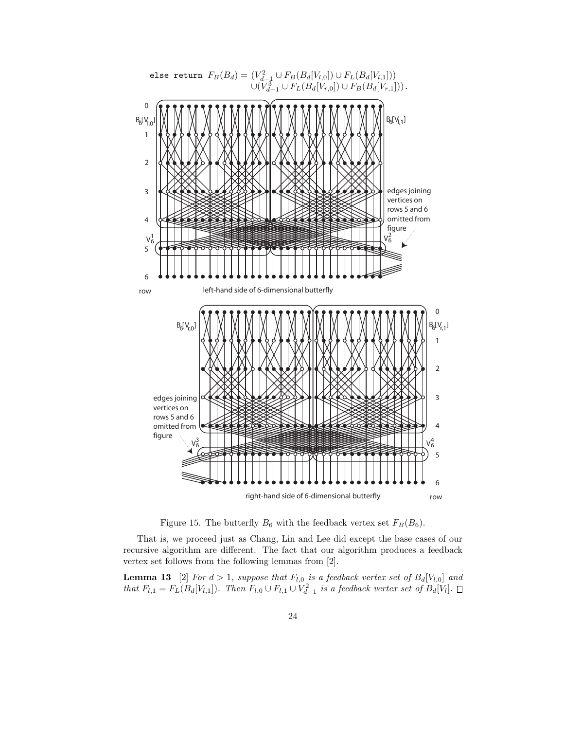```
else return
```

$$F_B(B_d) = (V_{d-1}^2 \cup F_B(B_d[V_{l,0}]) \cup F_L(B_d[V_{l,1}])) \cup (V_{d-1}^3 \cup F_L(B_d[V_{r,0}]) \cup F_B(B_d[V_{r,1}])).$$

Figure 15. The butterfly $B_6$ with the feedback vertex set $F_B(B_6)$.

That is, we proceed just as Chang, Lin and Lee did except the base cases of our recursive algorithm are different. The fact that our algorithm produces a feedback vertex set follows from the following lemmas from [2].

**Lemma 13** [2] *For $d > 1$, suppose that $F_{l,0}$ is a feedback vertex set of $B_d[V_{l,0}]$ and that $F_{l,1} = F_L(B_d[V_{l,1}])$. Then $F_{l,0} \cup F_{l,1} \cup V_{d-1}^2$ is a feedback vertex set of $B_d[V_l]$.* □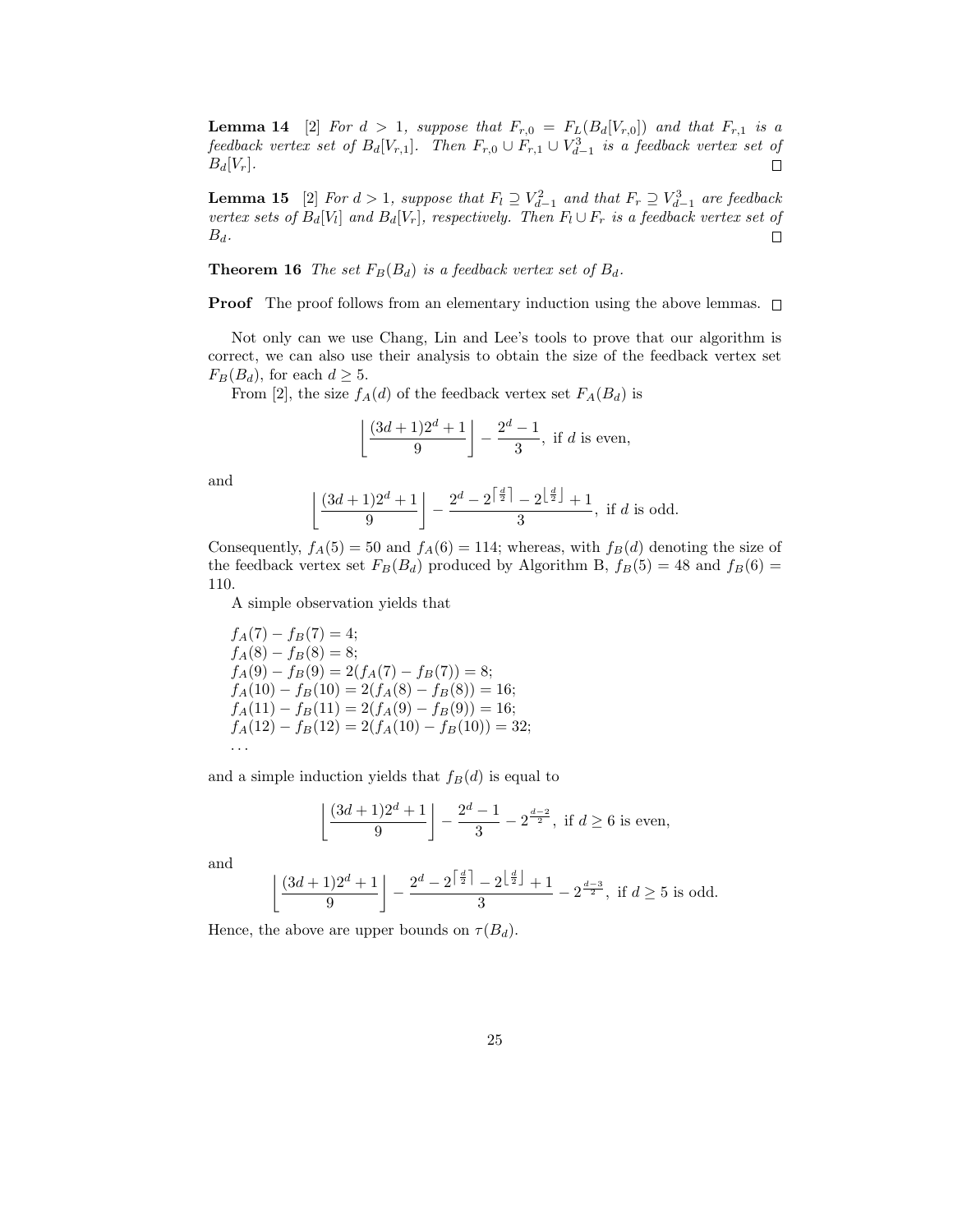**Lemma 14** [2] *For $d > 1$, suppose that $F_{r,0} = F_L(B_d[V_{r,0}])$ and that $F_{r,1}$ is a feedback vertex set of $B_d[V_{r,1}]$. Then $F_{r,0} \cup F_{r,1} \cup V_{d-1}^3$ is a feedback vertex set of $B_d[V_r]$.* □

**Lemma 15** [2] *For $d > 1$, suppose that $F_l \supseteq V_{d-1}^2$ and that $F_r \supseteq V_{d-1}^3$ are feedback vertex sets of $B_d[V_l]$ and $B_d[V_r]$, respectively. Then $F_l \cup F_r$ is a feedback vertex set of $B_d$.* □

**Theorem 16** *The set $F_B(B_d)$ is a feedback vertex set of $B_d$.*

**Proof** The proof follows from an elementary induction using the above lemmas. □

Not only can we use Chang, Lin and Lee's tools to prove that our algorithm is correct, we can also use their analysis to obtain the size of the feedback vertex set $F_B(B_d)$, for each $d \geq 5$.

From [2], the size $f_A(d)$ of the feedback vertex set $F_A(B_d)$ is

$$\left\lfloor \frac{(3d+1)2^d+1}{9} \right\rfloor - \frac{2^d-1}{3}, \text{ if } d \text{ is even,}$$

and

$$\left\lfloor \frac{(3d+1)2^d+1}{9} \right\rfloor - \frac{2^d - 2^{\lceil \frac{d}{2} \rceil} - 2^{\lfloor \frac{d}{2} \rfloor} + 1}{3}, \text{ if } d \text{ is odd.}$$

Consequently, $f_A(5) = 50$ and $f_A(6) = 114$; whereas, with $f_B(d)$ denoting the size of the feedback vertex set $F_B(B_d)$ produced by Algorithm B, $f_B(5) = 48$ and $f_B(6) = 110$.

A simple observation yields that

$f_A(7) - f_B(7) = 4;$
$f_A(8) - f_B(8) = 8;$
$f_A(9) - f_B(9) = 2(f_A(7) - f_B(7)) = 8;$
$f_A(10) - f_B(10) = 2(f_A(8) - f_B(8)) = 16;$
$f_A(11) - f_B(11) = 2(f_A(9) - f_B(9)) = 16;$
$f_A(12) - f_B(12) = 2(f_A(10) - f_B(10)) = 32;$
$\ldots$

and a simple induction yields that $f_B(d)$ is equal to

$$\left\lfloor \frac{(3d+1)2^d+1}{9} \right\rfloor - \frac{2^d-1}{3} - 2^{\frac{d-2}{2}}, \text{ if } d \geq 6 \text{ is even,}$$

and

$$\left\lfloor \frac{(3d+1)2^d+1}{9} \right\rfloor - \frac{2^d - 2^{\lceil \frac{d}{2} \rceil} - 2^{\lfloor \frac{d}{2} \rfloor} + 1}{3} - 2^{\frac{d-3}{2}}, \text{ if } d \geq 5 \text{ is odd.}$$

Hence, the above are upper bounds on $\tau(B_d)$.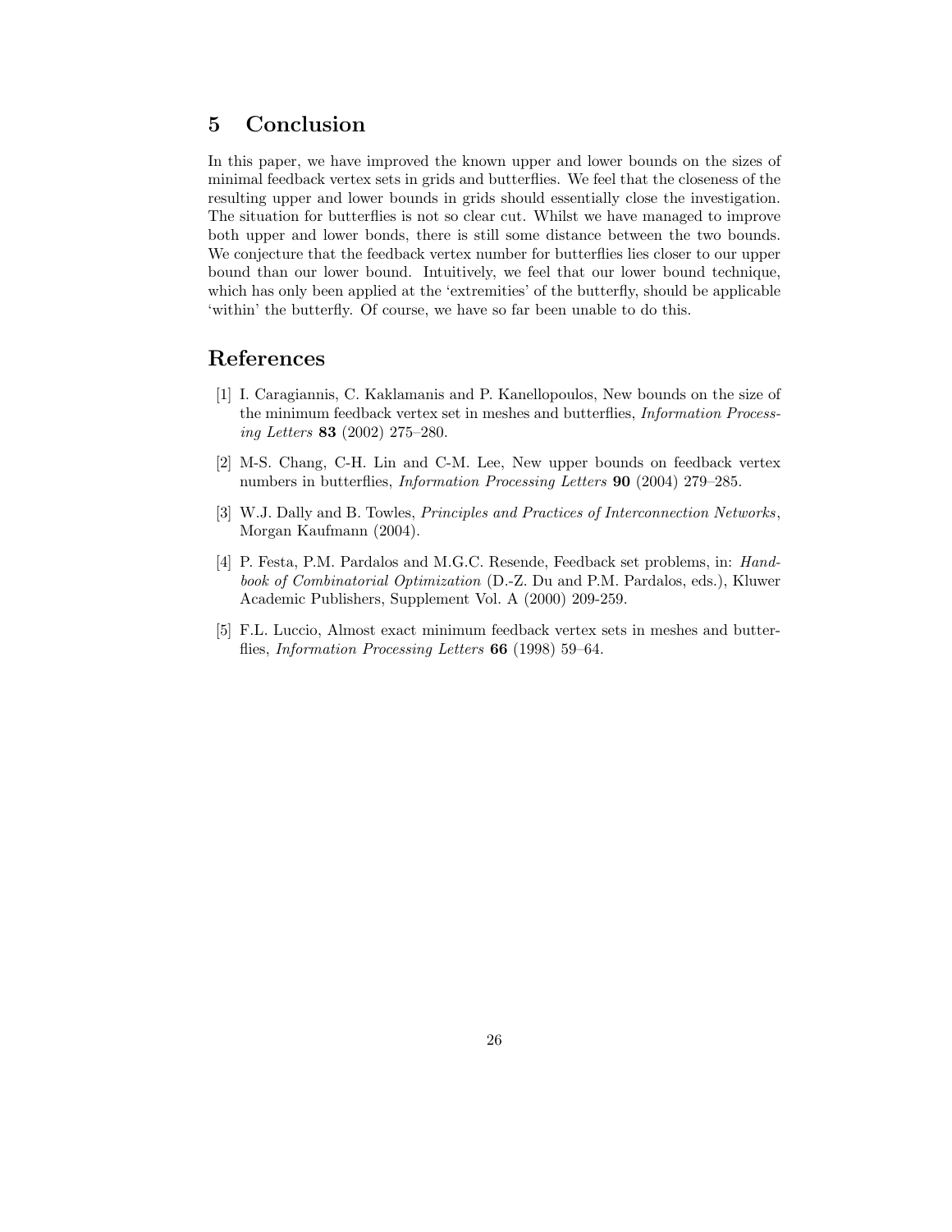## 5 Conclusion

In this paper, we have improved the known upper and lower bounds on the sizes of minimal feedback vertex sets in grids and butterflies. We feel that the closeness of the resulting upper and lower bounds in grids should essentially close the investigation. The situation for butterflies is not so clear cut. Whilst we have managed to improve both upper and lower bonds, there is still some distance between the two bounds. We conjecture that the feedback vertex number for butterflies lies closer to our upper bound than our lower bound. Intuitively, we feel that our lower bound technique, which has only been applied at the 'extremities' of the butterfly, should be applicable 'within' the butterfly. Of course, we have so far been unable to do this.

## References

[1] I. Caragiannis, C. Kaklamanis and P. Kanellopoulos, New bounds on the size of the minimum feedback vertex set in meshes and butterflies, *Information Processing Letters* **83** (2002) 275–280.

[2] M-S. Chang, C-H. Lin and C-M. Lee, New upper bounds on feedback vertex numbers in butterflies, *Information Processing Letters* **90** (2004) 279–285.

[3] W.J. Dally and B. Towles, *Principles and Practices of Interconnection Networks*, Morgan Kaufmann (2004).

[4] P. Festa, P.M. Pardalos and M.G.C. Resende, Feedback set problems, in: *Handbook of Combinatorial Optimization* (D.-Z. Du and P.M. Pardalos, eds.), Kluwer Academic Publishers, Supplement Vol. A (2000) 209-259.

[5] F.L. Luccio, Almost exact minimum feedback vertex sets in meshes and butterflies, *Information Processing Letters* **66** (1998) 59–64.